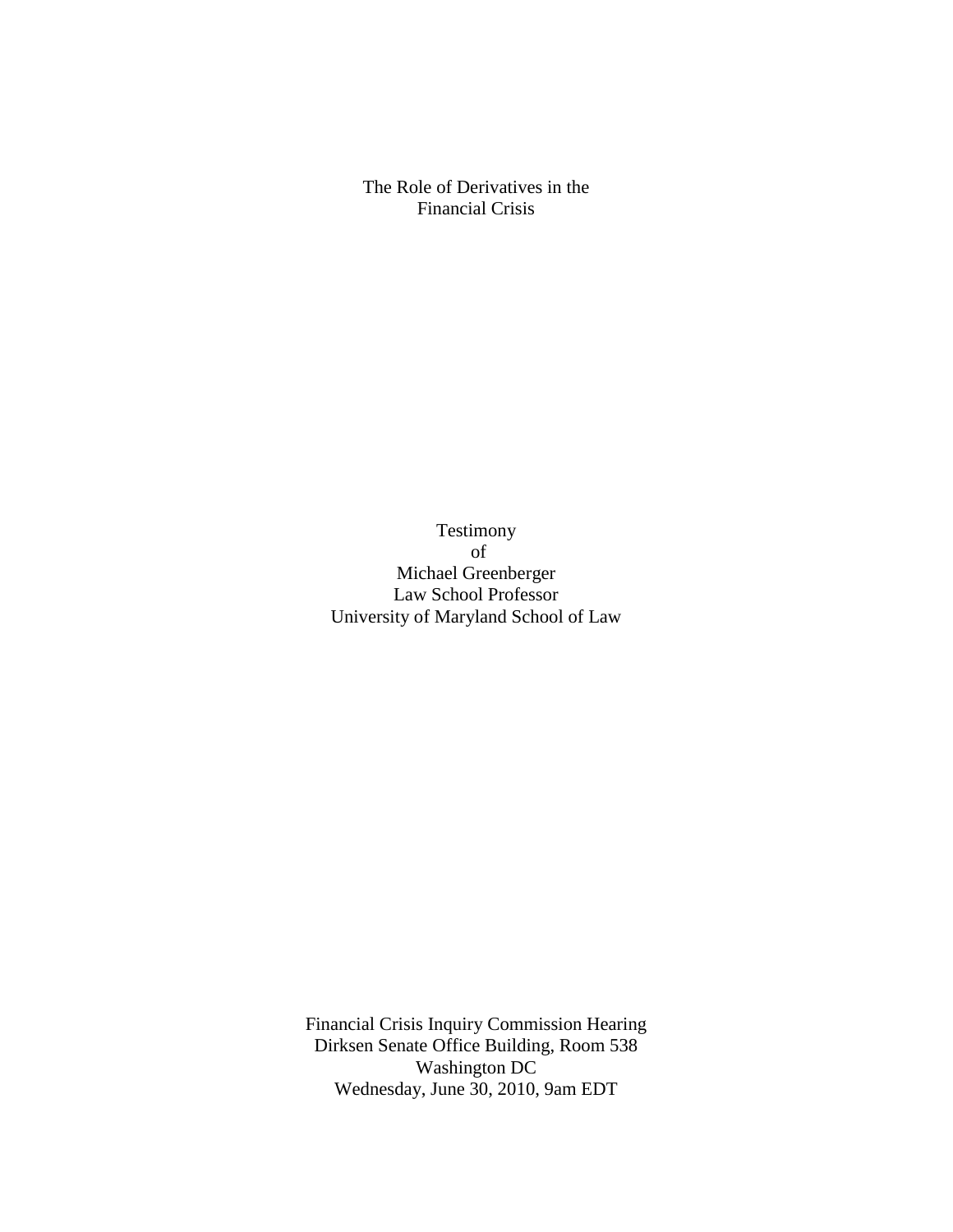# The Role of Derivatives in the Financial Crisis

Testimony
of
Michael Greenberger
Law School Professor
University of Maryland School of Law

Financial Crisis Inquiry Commission Hearing
Dirksen Senate Office Building, Room 538
Washington DC
Wednesday, June 30, 2010, 9am EDT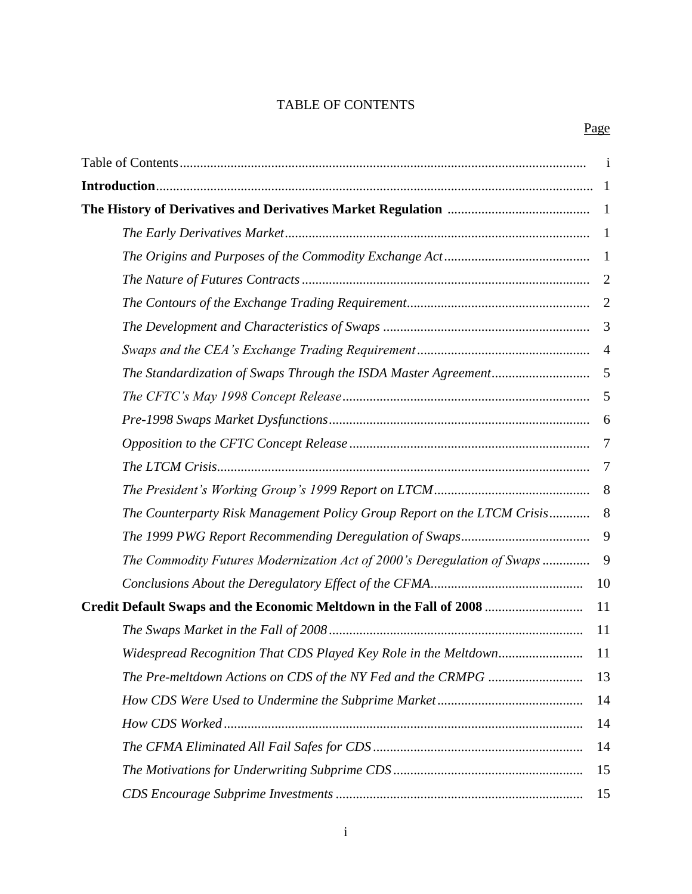TABLE OF CONTENTS

| | Page |
|---|---|
| Table of Contents | i |
| **Introduction** | 1 |
| **The History of Derivatives and Derivatives Market Regulation** | 1 |
| *The Early Derivatives Market* | 1 |
| *The Origins and Purposes of the Commodity Exchange Act* | 1 |
| *The Nature of Futures Contracts* | 2 |
| *The Contours of the Exchange Trading Requirement* | 2 |
| *The Development and Characteristics of Swaps* | 3 |
| *Swaps and the CEA's Exchange Trading Requirement* | 4 |
| *The Standardization of Swaps Through the ISDA Master Agreement* | 5 |
| *The CFTC's May 1998 Concept Release* | 5 |
| *Pre-1998 Swaps Market Dysfunctions* | 6 |
| *Opposition to the CFTC Concept Release* | 7 |
| *The LTCM Crisis* | 7 |
| *The President's Working Group's 1999 Report on LTCM* | 8 |
| *The Counterparty Risk Management Policy Group Report on the LTCM Crisis* | 8 |
| *The 1999 PWG Report Recommending Deregulation of Swaps* | 9 |
| *The Commodity Futures Modernization Act of 2000's Deregulation of Swaps* | 9 |
| *Conclusions About the Deregulatory Effect of the CFMA* | 10 |
| **Credit Default Swaps and the Economic Meltdown in the Fall of 2008** | 11 |
| *The Swaps Market in the Fall of 2008* | 11 |
| *Widespread Recognition That CDS Played Key Role in the Meltdown* | 11 |
| *The Pre-meltdown Actions on CDS of the NY Fed and the CRMPG* | 13 |
| *How CDS Were Used to Undermine the Subprime Market* | 14 |
| *How CDS Worked* | 14 |
| *The CFMA Eliminated All Fail Safes for CDS* | 14 |
| *The Motivations for Underwriting Subprime CDS* | 15 |
| *CDS Encourage Subprime Investments* | 15 |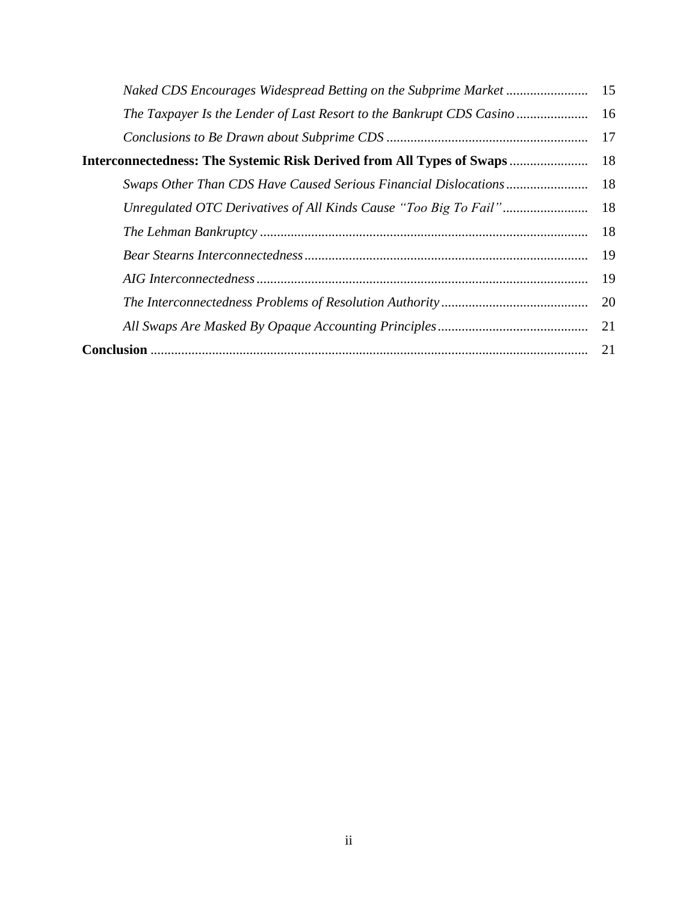*Naked CDS Encourages Widespread Betting on the Subprime Market* ........................ 15

*The Taxpayer Is the Lender of Last Resort to the Bankrupt CDS Casino* ..................... 16

*Conclusions to Be Drawn about Subprime CDS* .......................................................... 17

**Interconnectedness: The Systemic Risk Derived from All Types of Swaps** ....................... 18

*Swaps Other Than CDS Have Caused Serious Financial Dislocations* ........................ 18

*Unregulated OTC Derivatives of All Kinds Cause "Too Big To Fail"* ......................... 18

*The Lehman Bankruptcy* ................................................................................................ 18

*Bear Stearns Interconnectedness* .................................................................................. 19

*AIG Interconnectedness* ................................................................................................ 19

*The Interconnectedness Problems of Resolution Authority* ........................................... 20

*All Swaps Are Masked By Opaque Accounting Principles* ............................................ 21

**Conclusion** ............................................................................................................................... 21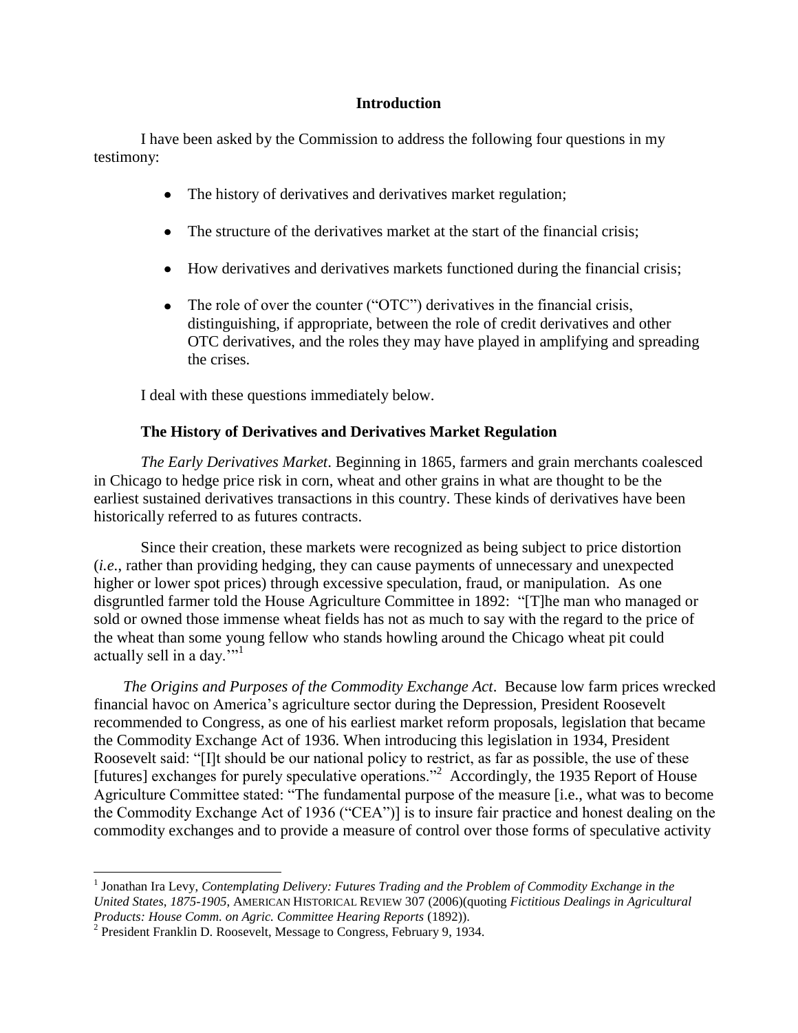## Introduction

I have been asked by the Commission to address the following four questions in my testimony:

- The history of derivatives and derivatives market regulation;
- The structure of the derivatives market at the start of the financial crisis;
- How derivatives and derivatives markets functioned during the financial crisis;
- The role of over the counter ("OTC") derivatives in the financial crisis, distinguishing, if appropriate, between the role of credit derivatives and other OTC derivatives, and the roles they may have played in amplifying and spreading the crises.

I deal with these questions immediately below.

### The History of Derivatives and Derivatives Market Regulation

*The Early Derivatives Market*. Beginning in 1865, farmers and grain merchants coalesced in Chicago to hedge price risk in corn, wheat and other grains in what are thought to be the earliest sustained derivatives transactions in this country. These kinds of derivatives have been historically referred to as futures contracts.

Since their creation, these markets were recognized as being subject to price distortion (*i.e.*, rather than providing hedging, they can cause payments of unnecessary and unexpected higher or lower spot prices) through excessive speculation, fraud, or manipulation. As one disgruntled farmer told the House Agriculture Committee in 1892: "[T]he man who managed or sold or owned those immense wheat fields has not as much to say with the regard to the price of the wheat than some young fellow who stands howling around the Chicago wheat pit could actually sell in a day.'"[1]

*The Origins and Purposes of the Commodity Exchange Act*. Because low farm prices wrecked financial havoc on America's agriculture sector during the Depression, President Roosevelt recommended to Congress, as one of his earliest market reform proposals, legislation that became the Commodity Exchange Act of 1936. When introducing this legislation in 1934, President Roosevelt said: "[I]t should be our national policy to restrict, as far as possible, the use of these [futures] exchanges for purely speculative operations."[2] Accordingly, the 1935 Report of House Agriculture Committee stated: "The fundamental purpose of the measure [i.e., what was to become the Commodity Exchange Act of 1936 ("CEA")] is to insure fair practice and honest dealing on the commodity exchanges and to provide a measure of control over those forms of speculative activity

---

[1] Jonathan Ira Levy, *Contemplating Delivery: Futures Trading and the Problem of Commodity Exchange in the United States, 1875-1905,* AMERICAN HISTORICAL REVIEW 307 (2006)(quoting *Fictitious Dealings in Agricultural Products: House Comm. on Agric. Committee Hearing Reports* (1892)).

[2] President Franklin D. Roosevelt, Message to Congress, February 9, 1934.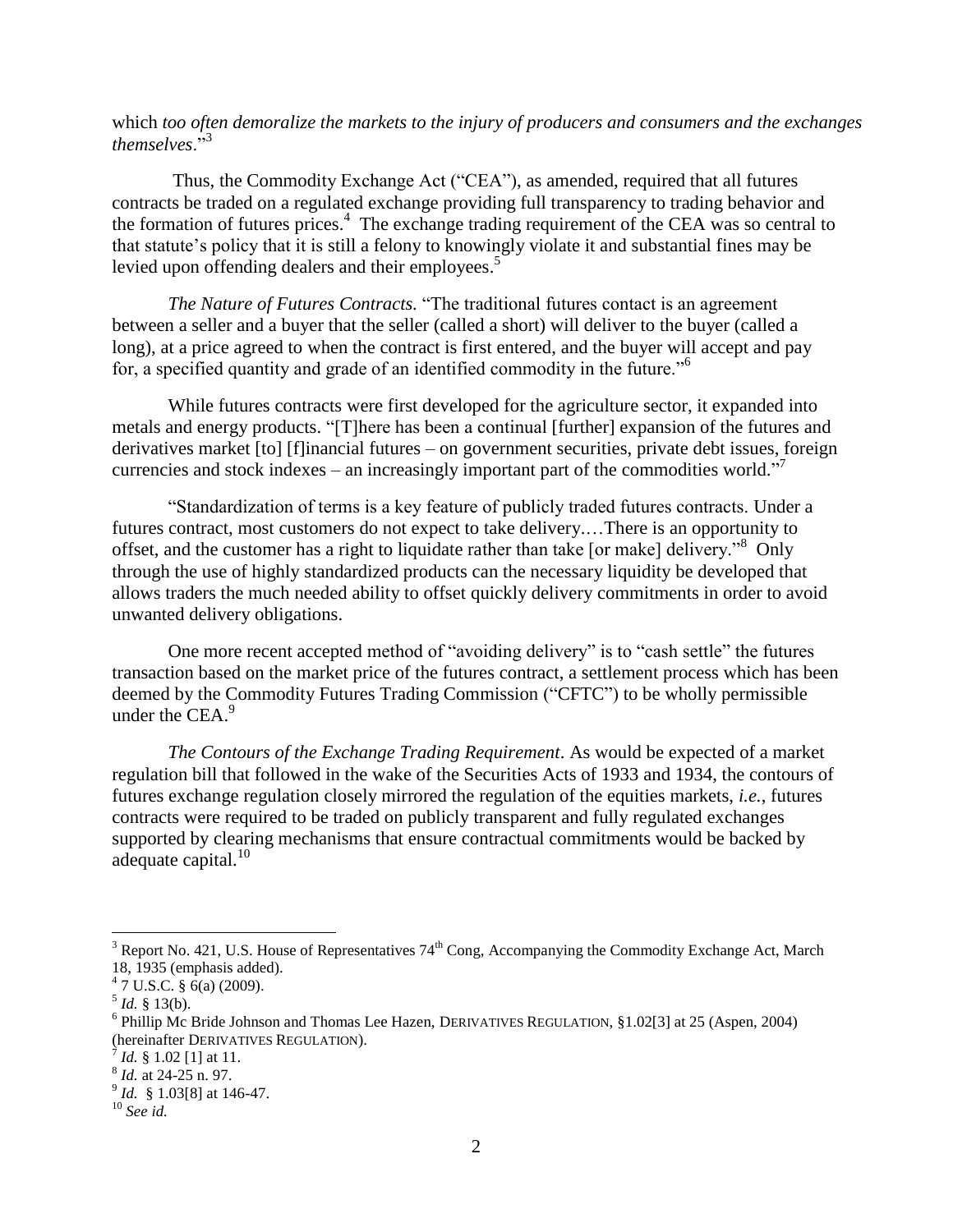which *too often demoralize the markets to the injury of producers and consumers and the exchanges themselves*."[3]

Thus, the Commodity Exchange Act ("CEA"), as amended, required that all futures contracts be traded on a regulated exchange providing full transparency to trading behavior and the formation of futures prices.[4] The exchange trading requirement of the CEA was so central to that statute's policy that it is still a felony to knowingly violate it and substantial fines may be levied upon offending dealers and their employees.[5]

*The Nature of Futures Contracts.* "The traditional futures contact is an agreement between a seller and a buyer that the seller (called a short) will deliver to the buyer (called a long), at a price agreed to when the contract is first entered, and the buyer will accept and pay for, a specified quantity and grade of an identified commodity in the future."[6]

While futures contracts were first developed for the agriculture sector, it expanded into metals and energy products. "[T]here has been a continual [further] expansion of the futures and derivatives market [to] [f]inancial futures – on government securities, private debt issues, foreign currencies and stock indexes – an increasingly important part of the commodities world."[7]

"Standardization of terms is a key feature of publicly traded futures contracts. Under a futures contract, most customers do not expect to take delivery.…There is an opportunity to offset, and the customer has a right to liquidate rather than take [or make] delivery."[8] Only through the use of highly standardized products can the necessary liquidity be developed that allows traders the much needed ability to offset quickly delivery commitments in order to avoid unwanted delivery obligations.

One more recent accepted method of "avoiding delivery" is to "cash settle" the futures transaction based on the market price of the futures contract, a settlement process which has been deemed by the Commodity Futures Trading Commission ("CFTC") to be wholly permissible under the CEA.[9]

*The Contours of the Exchange Trading Requirement*. As would be expected of a market regulation bill that followed in the wake of the Securities Acts of 1933 and 1934, the contours of futures exchange regulation closely mirrored the regulation of the equities markets, *i.e.*, futures contracts were required to be traded on publicly transparent and fully regulated exchanges supported by clearing mechanisms that ensure contractual commitments would be backed by adequate capital.[10]

---

[3] Report No. 421, U.S. House of Representatives 74th Cong, Accompanying the Commodity Exchange Act, March 18, 1935 (emphasis added).

[4] 7 U.S.C. § 6(a) (2009).

[5] *Id.* § 13(b).

[6] Phillip Mc Bride Johnson and Thomas Lee Hazen, DERIVATIVES REGULATION, §1.02[3] at 25 (Aspen, 2004) (hereinafter DERIVATIVES REGULATION).

[7] *Id.* § 1.02 [1] at 11.

[8] *Id.* at 24-25 n. 97.

[9] *Id.* § 1.03[8] at 146-47.

[10] *See id.*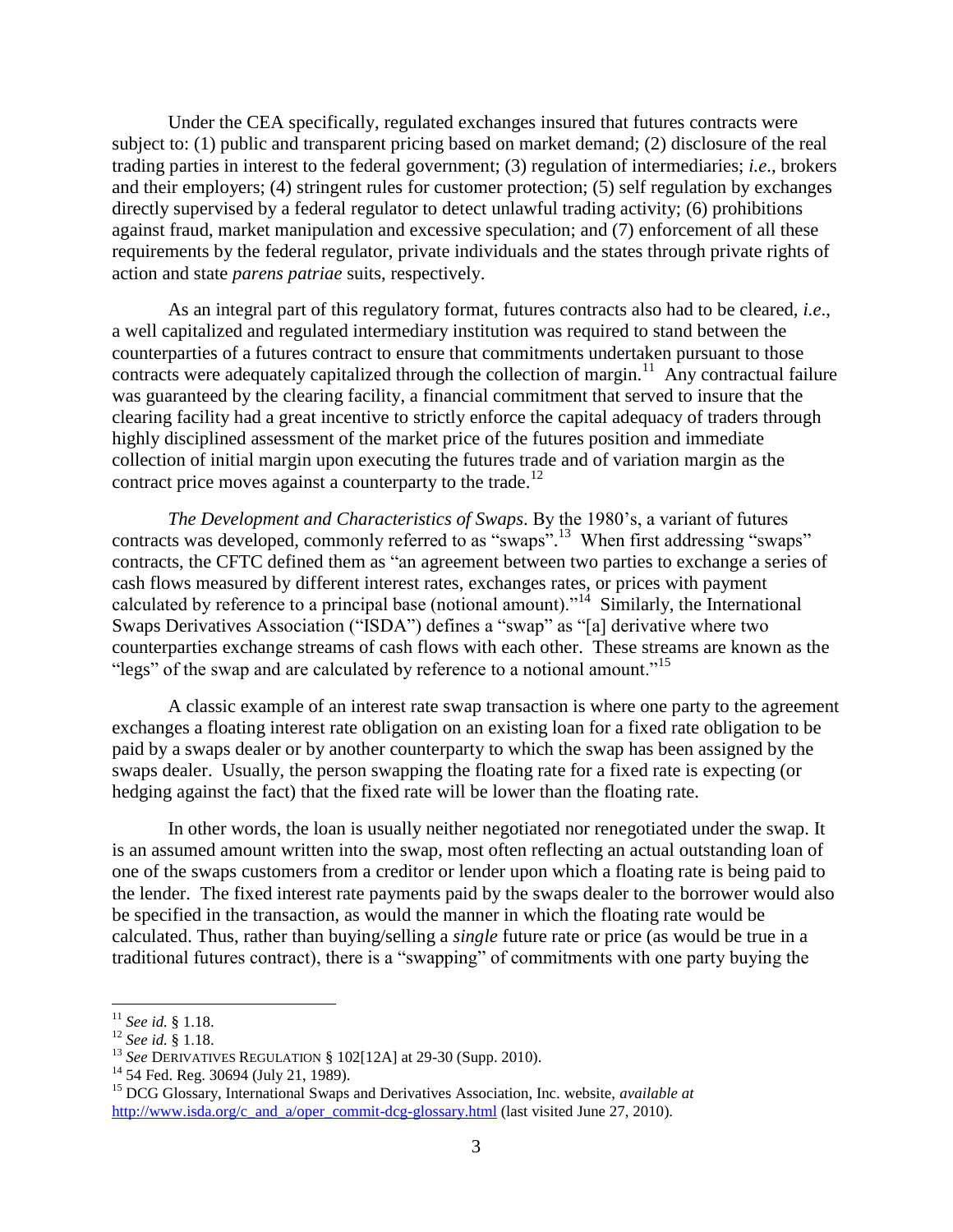Under the CEA specifically, regulated exchanges insured that futures contracts were subject to: (1) public and transparent pricing based on market demand; (2) disclosure of the real trading parties in interest to the federal government; (3) regulation of intermediaries; *i.e*., brokers and their employers; (4) stringent rules for customer protection; (5) self regulation by exchanges directly supervised by a federal regulator to detect unlawful trading activity; (6) prohibitions against fraud, market manipulation and excessive speculation; and (7) enforcement of all these requirements by the federal regulator, private individuals and the states through private rights of action and state *parens patriae* suits, respectively.

As an integral part of this regulatory format, futures contracts also had to be cleared, *i.e*., a well capitalized and regulated intermediary institution was required to stand between the counterparties of a futures contract to ensure that commitments undertaken pursuant to those contracts were adequately capitalized through the collection of margin.[11] Any contractual failure was guaranteed by the clearing facility, a financial commitment that served to insure that the clearing facility had a great incentive to strictly enforce the capital adequacy of traders through highly disciplined assessment of the market price of the futures position and immediate collection of initial margin upon executing the futures trade and of variation margin as the contract price moves against a counterparty to the trade.[12]

*The Development and Characteristics of Swaps*. By the 1980's, a variant of futures contracts was developed, commonly referred to as "swaps".[13] When first addressing "swaps" contracts, the CFTC defined them as "an agreement between two parties to exchange a series of cash flows measured by different interest rates, exchanges rates, or prices with payment calculated by reference to a principal base (notional amount)."[14] Similarly, the International Swaps Derivatives Association ("ISDA") defines a "swap" as "[a] derivative where two counterparties exchange streams of cash flows with each other. These streams are known as the "legs" of the swap and are calculated by reference to a notional amount."[15]

A classic example of an interest rate swap transaction is where one party to the agreement exchanges a floating interest rate obligation on an existing loan for a fixed rate obligation to be paid by a swaps dealer or by another counterparty to which the swap has been assigned by the swaps dealer. Usually, the person swapping the floating rate for a fixed rate is expecting (or hedging against the fact) that the fixed rate will be lower than the floating rate.

In other words, the loan is usually neither negotiated nor renegotiated under the swap. It is an assumed amount written into the swap, most often reflecting an actual outstanding loan of one of the swaps customers from a creditor or lender upon which a floating rate is being paid to the lender. The fixed interest rate payments paid by the swaps dealer to the borrower would also be specified in the transaction, as would the manner in which the floating rate would be calculated. Thus, rather than buying/selling a *single* future rate or price (as would be true in a traditional futures contract), there is a "swapping" of commitments with one party buying the

---

[11] *See id.* § 1.18.

[12] *See id.* § 1.18.

[13] *See* DERIVATIVES REGULATION § 102[12A] at 29-30 (Supp. 2010).

[14] 54 Fed. Reg. 30694 (July 21, 1989).

[15] DCG Glossary, International Swaps and Derivatives Association, Inc. website, *available at* http://www.isda.org/c_and_a/oper_commit-dcg-glossary.html (last visited June 27, 2010).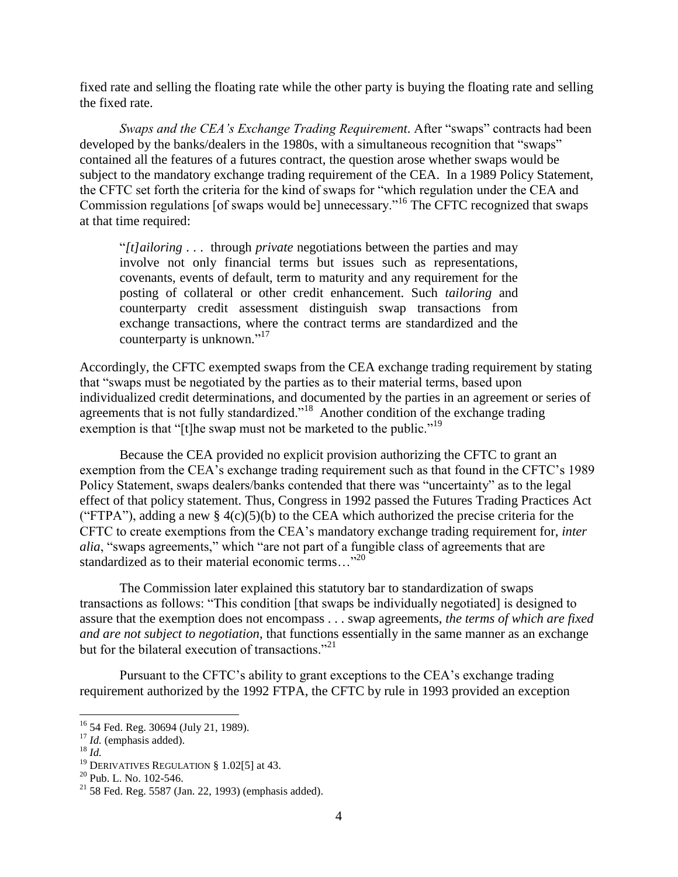fixed rate and selling the floating rate while the other party is buying the floating rate and selling the fixed rate.

*Swaps and the CEA's Exchange Trading Requirement*. After "swaps" contracts had been developed by the banks/dealers in the 1980s, with a simultaneous recognition that "swaps" contained all the features of a futures contract, the question arose whether swaps would be subject to the mandatory exchange trading requirement of the CEA. In a 1989 Policy Statement, the CFTC set forth the criteria for the kind of swaps for "which regulation under the CEA and Commission regulations [of swaps would be] unnecessary."[16] The CFTC recognized that swaps at that time required:

> "*[t]ailoring* . . . through *private* negotiations between the parties and may involve not only financial terms but issues such as representations, covenants, events of default, term to maturity and any requirement for the posting of collateral or other credit enhancement. Such *tailoring* and counterparty credit assessment distinguish swap transactions from exchange transactions, where the contract terms are standardized and the counterparty is unknown."[17]

Accordingly, the CFTC exempted swaps from the CEA exchange trading requirement by stating that "swaps must be negotiated by the parties as to their material terms, based upon individualized credit determinations, and documented by the parties in an agreement or series of agreements that is not fully standardized."[18] Another condition of the exchange trading exemption is that "[t]he swap must not be marketed to the public."[19]

Because the CEA provided no explicit provision authorizing the CFTC to grant an exemption from the CEA's exchange trading requirement such as that found in the CFTC's 1989 Policy Statement, swaps dealers/banks contended that there was "uncertainty" as to the legal effect of that policy statement. Thus, Congress in 1992 passed the Futures Trading Practices Act ("FTPA"), adding a new § 4(c)(5)(b) to the CEA which authorized the precise criteria for the CFTC to create exemptions from the CEA's mandatory exchange trading requirement for, *inter alia*, "swaps agreements," which "are not part of a fungible class of agreements that are standardized as to their material economic terms…"[20]

The Commission later explained this statutory bar to standardization of swaps transactions as follows: "This condition [that swaps be individually negotiated] is designed to assure that the exemption does not encompass . . . swap agreements, *the terms of which are fixed and are not subject to negotiation*, that functions essentially in the same manner as an exchange but for the bilateral execution of transactions."[21]

Pursuant to the CFTC's ability to grant exceptions to the CEA's exchange trading requirement authorized by the 1992 FTPA, the CFTC by rule in 1993 provided an exception

---

[16] 54 Fed. Reg. 30694 (July 21, 1989).

[17] *Id.* (emphasis added).

[18] *Id.*

[19] DERIVATIVES REGULATION § 1.02[5] at 43.

[20] Pub. L. No. 102-546.

[21] 58 Fed. Reg. 5587 (Jan. 22, 1993) (emphasis added).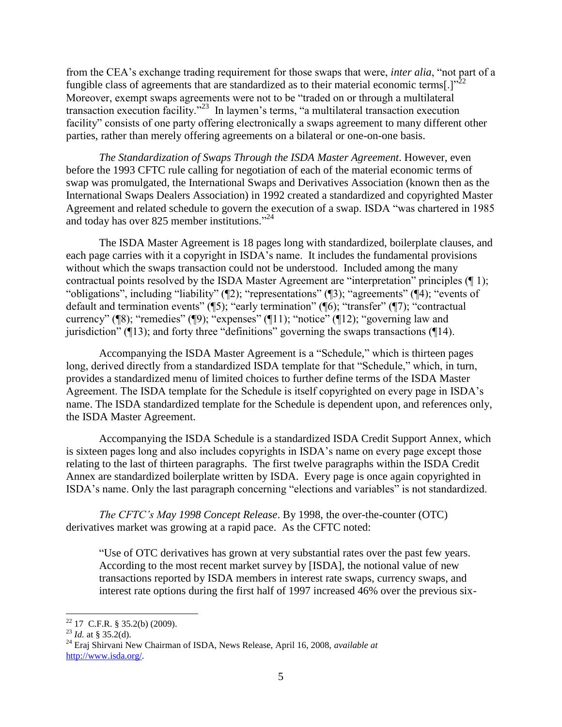from the CEA's exchange trading requirement for those swaps that were, *inter alia*, "not part of a fungible class of agreements that are standardized as to their material economic terms[.]"[22] Moreover, exempt swaps agreements were not to be "traded on or through a multilateral transaction execution facility."[23] In laymen's terms, "a multilateral transaction execution facility" consists of one party offering electronically a swaps agreement to many different other parties, rather than merely offering agreements on a bilateral or one-on-one basis.

*The Standardization of Swaps Through the ISDA Master Agreement*. However, even before the 1993 CFTC rule calling for negotiation of each of the material economic terms of swap was promulgated, the International Swaps and Derivatives Association (known then as the International Swaps Dealers Association) in 1992 created a standardized and copyrighted Master Agreement and related schedule to govern the execution of a swap. ISDA "was chartered in 1985 and today has over 825 member institutions."[24]

The ISDA Master Agreement is 18 pages long with standardized, boilerplate clauses, and each page carries with it a copyright in ISDA's name. It includes the fundamental provisions without which the swaps transaction could not be understood. Included among the many contractual points resolved by the ISDA Master Agreement are "interpretation" principles (¶ 1); "obligations", including "liability" (¶2); "representations" (¶3); "agreements" (¶4); "events of default and termination events" (¶5); "early termination" (¶6); "transfer" (¶7); "contractual currency" (¶8); "remedies" (¶9); "expenses" (¶11); "notice" (¶12); "governing law and jurisdiction" (¶13); and forty three "definitions" governing the swaps transactions (¶14).

Accompanying the ISDA Master Agreement is a "Schedule," which is thirteen pages long, derived directly from a standardized ISDA template for that "Schedule," which, in turn, provides a standardized menu of limited choices to further define terms of the ISDA Master Agreement. The ISDA template for the Schedule is itself copyrighted on every page in ISDA's name. The ISDA standardized template for the Schedule is dependent upon, and references only, the ISDA Master Agreement.

Accompanying the ISDA Schedule is a standardized ISDA Credit Support Annex, which is sixteen pages long and also includes copyrights in ISDA's name on every page except those relating to the last of thirteen paragraphs. The first twelve paragraphs within the ISDA Credit Annex are standardized boilerplate written by ISDA. Every page is once again copyrighted in ISDA's name. Only the last paragraph concerning "elections and variables" is not standardized.

*The CFTC's May 1998 Concept Release*. By 1998, the over-the-counter (OTC) derivatives market was growing at a rapid pace. As the CFTC noted:

> "Use of OTC derivatives has grown at very substantial rates over the past few years. According to the most recent market survey by [ISDA], the notional value of new transactions reported by ISDA members in interest rate swaps, currency swaps, and interest rate options during the first half of 1997 increased 46% over the previous six-

---

[22] 17 C.F.R. § 35.2(b) (2009).

[23] *Id.* at § 35.2(d).

[24] Eraj Shirvani New Chairman of ISDA, News Release, April 16, 2008, *available at* http://www.isda.org/.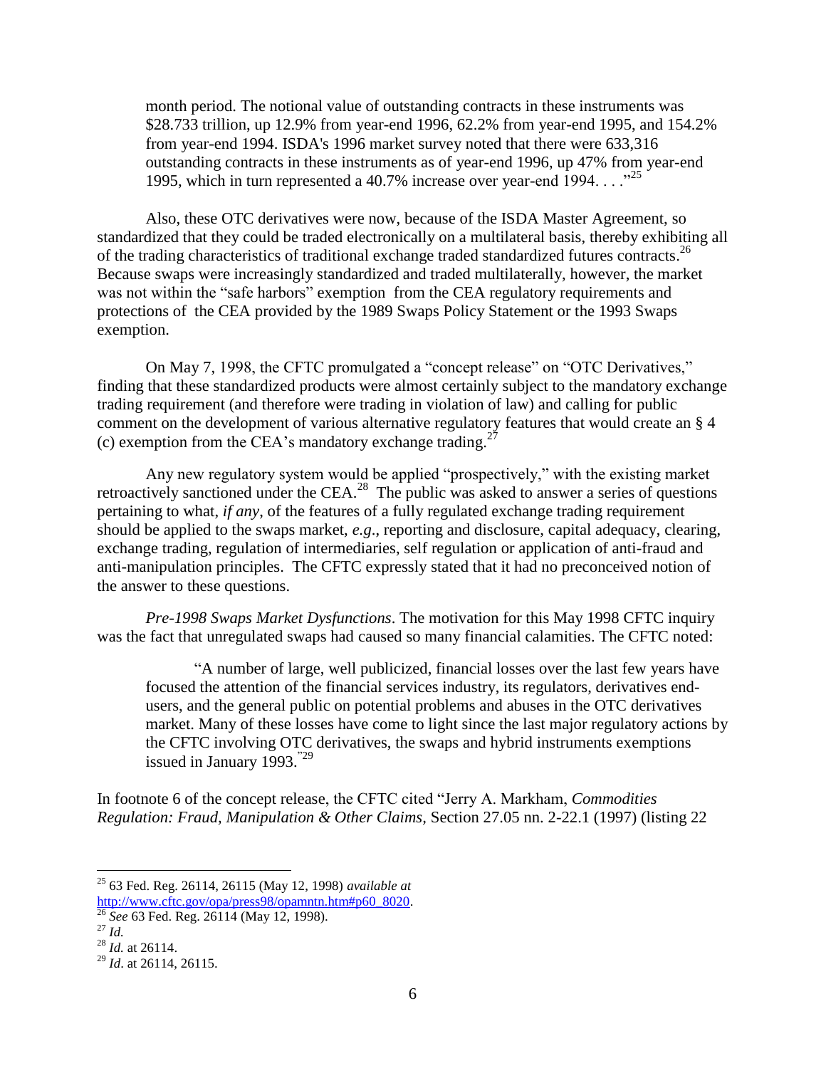month period. The notional value of outstanding contracts in these instruments was $28.733 trillion, up 12.9% from year-end 1996, 62.2% from year-end 1995, and 154.2% from year-end 1994. ISDA's 1996 market survey noted that there were 633,316 outstanding contracts in these instruments as of year-end 1996, up 47% from year-end 1995, which in turn represented a 40.7% increase over year-end 1994. . . ."[25]

Also, these OTC derivatives were now, because of the ISDA Master Agreement, so standardized that they could be traded electronically on a multilateral basis, thereby exhibiting all of the trading characteristics of traditional exchange traded standardized futures contracts.[26] Because swaps were increasingly standardized and traded multilaterally, however, the market was not within the "safe harbors" exemption from the CEA regulatory requirements and protections of the CEA provided by the 1989 Swaps Policy Statement or the 1993 Swaps exemption.

On May 7, 1998, the CFTC promulgated a "concept release" on "OTC Derivatives," finding that these standardized products were almost certainly subject to the mandatory exchange trading requirement (and therefore were trading in violation of law) and calling for public comment on the development of various alternative regulatory features that would create an § 4 (c) exemption from the CEA's mandatory exchange trading.[27]

Any new regulatory system would be applied "prospectively," with the existing market retroactively sanctioned under the CEA.[28] The public was asked to answer a series of questions pertaining to what, *if any*, of the features of a fully regulated exchange trading requirement should be applied to the swaps market, *e.g*., reporting and disclosure, capital adequacy, clearing, exchange trading, regulation of intermediaries, self regulation or application of anti-fraud and anti-manipulation principles. The CFTC expressly stated that it had no preconceived notion of the answer to these questions.

*Pre-1998 Swaps Market Dysfunctions*. The motivation for this May 1998 CFTC inquiry was the fact that unregulated swaps had caused so many financial calamities. The CFTC noted:

> "A number of large, well publicized, financial losses over the last few years have focused the attention of the financial services industry, its regulators, derivatives end-users, and the general public on potential problems and abuses in the OTC derivatives market. Many of these losses have come to light since the last major regulatory actions by the CFTC involving OTC derivatives, the swaps and hybrid instruments exemptions issued in January 1993."[29]

In footnote 6 of the concept release, the CFTC cited "Jerry A. Markham, *Commodities Regulation: Fraud, Manipulation & Other Claims*, Section 27.05 nn. 2-22.1 (1997) (listing 22

---

[25] 63 Fed. Reg. 26114, 26115 (May 12, 1998) *available at* http://www.cftc.gov/opa/press98/opamntn.htm#p60_8020.

[26] *See* 63 Fed. Reg. 26114 (May 12, 1998).

[27] *Id.*

[28] *Id.* at 26114.

[29] *Id*. at 26114, 26115.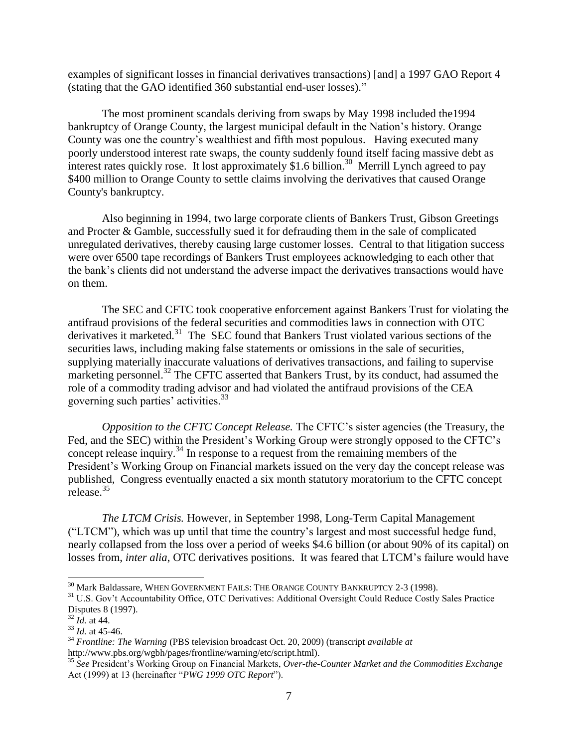examples of significant losses in financial derivatives transactions) [and] a 1997 GAO Report 4 (stating that the GAO identified 360 substantial end-user losses)."

The most prominent scandals deriving from swaps by May 1998 included the1994 bankruptcy of Orange County, the largest municipal default in the Nation's history. Orange County was one the country's wealthiest and fifth most populous. Having executed many poorly understood interest rate swaps, the county suddenly found itself facing massive debt as interest rates quickly rose. It lost approximately $1.6 billion.[30] Merrill Lynch agreed to pay $400 million to Orange County to settle claims involving the derivatives that caused Orange County's bankruptcy.

Also beginning in 1994, two large corporate clients of Bankers Trust, Gibson Greetings and Procter & Gamble, successfully sued it for defrauding them in the sale of complicated unregulated derivatives, thereby causing large customer losses. Central to that litigation success were over 6500 tape recordings of Bankers Trust employees acknowledging to each other that the bank's clients did not understand the adverse impact the derivatives transactions would have on them.

The SEC and CFTC took cooperative enforcement against Bankers Trust for violating the antifraud provisions of the federal securities and commodities laws in connection with OTC derivatives it marketed.[31] The SEC found that Bankers Trust violated various sections of the securities laws, including making false statements or omissions in the sale of securities, supplying materially inaccurate valuations of derivatives transactions, and failing to supervise marketing personnel.[32] The CFTC asserted that Bankers Trust, by its conduct, had assumed the role of a commodity trading advisor and had violated the antifraud provisions of the CEA governing such parties' activities.[33]

*Opposition to the CFTC Concept Release.* The CFTC's sister agencies (the Treasury, the Fed, and the SEC) within the President's Working Group were strongly opposed to the CFTC's concept release inquiry.[34] In response to a request from the remaining members of the President's Working Group on Financial markets issued on the very day the concept release was published, Congress eventually enacted a six month statutory moratorium to the CFTC concept release.[35]

*The LTCM Crisis.* However, in September 1998, Long-Term Capital Management ("LTCM"), which was up until that time the country's largest and most successful hedge fund, nearly collapsed from the loss over a period of weeks $4.6 billion (or about 90% of its capital) on losses from, *inter alia*, OTC derivatives positions. It was feared that LTCM's failure would have

---

[30] Mark Baldassare, WHEN GOVERNMENT FAILS: THE ORANGE COUNTY BANKRUPTCY 2-3 (1998).

[31] U.S. Gov't Accountability Office, OTC Derivatives: Additional Oversight Could Reduce Costly Sales Practice Disputes 8 (1997).

[32] *Id.* at 44.

[33] *Id.* at 45-46.

[34] *Frontline: The Warning* (PBS television broadcast Oct. 20, 2009) (transcript *available at* http://www.pbs.org/wgbh/pages/frontline/warning/etc/script.html).

[35] *See* President's Working Group on Financial Markets, *Over-the-Counter Market and the Commodities Exchange* Act (1999) at 13 (hereinafter "*PWG 1999 OTC Report*").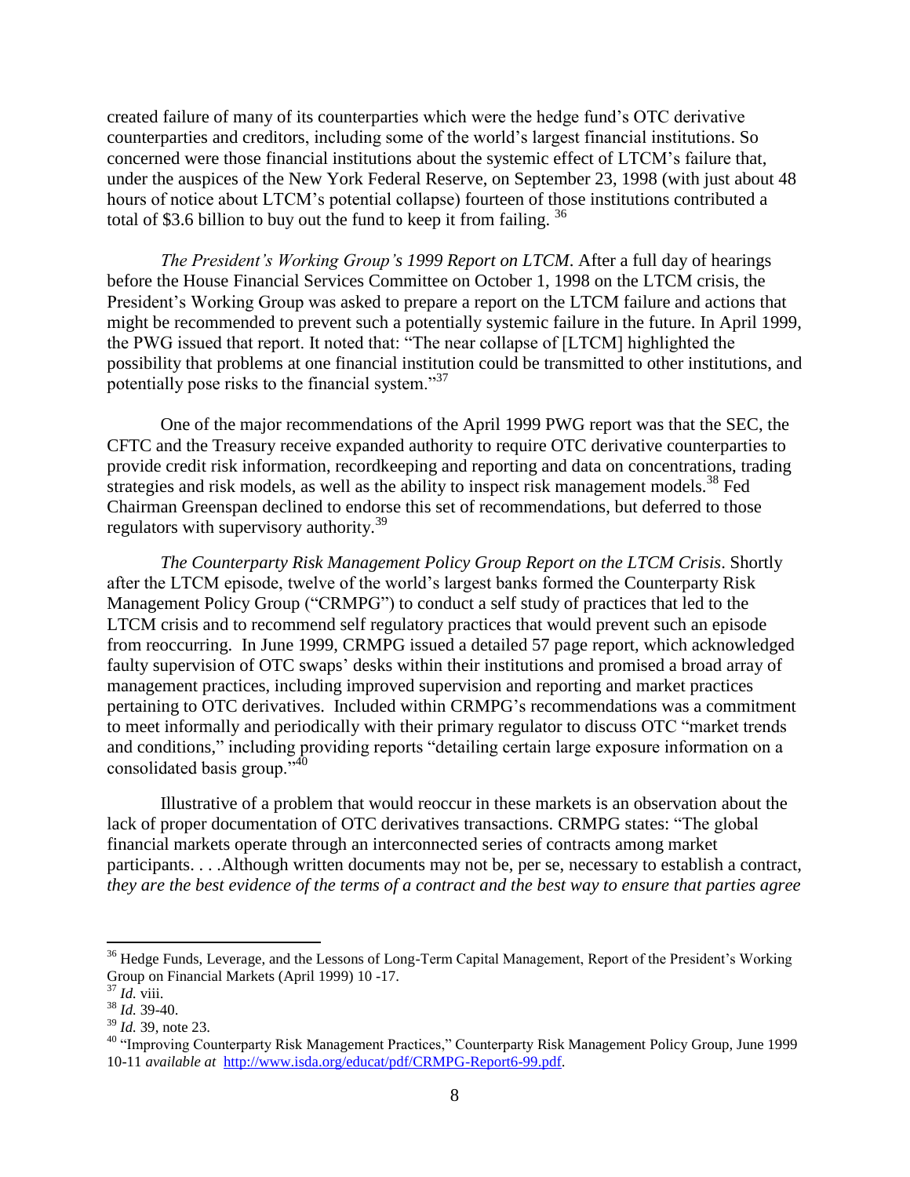created failure of many of its counterparties which were the hedge fund's OTC derivative counterparties and creditors, including some of the world's largest financial institutions. So concerned were those financial institutions about the systemic effect of LTCM's failure that, under the auspices of the New York Federal Reserve, on September 23, 1998 (with just about 48 hours of notice about LTCM's potential collapse) fourteen of those institutions contributed a total of $3.6 billion to buy out the fund to keep it from failing. [36]

*The President's Working Group's 1999 Report on LTCM*. After a full day of hearings before the House Financial Services Committee on October 1, 1998 on the LTCM crisis, the President's Working Group was asked to prepare a report on the LTCM failure and actions that might be recommended to prevent such a potentially systemic failure in the future. In April 1999, the PWG issued that report. It noted that: "The near collapse of [LTCM] highlighted the possibility that problems at one financial institution could be transmitted to other institutions, and potentially pose risks to the financial system."[37]

One of the major recommendations of the April 1999 PWG report was that the SEC, the CFTC and the Treasury receive expanded authority to require OTC derivative counterparties to provide credit risk information, recordkeeping and reporting and data on concentrations, trading strategies and risk models, as well as the ability to inspect risk management models.[38] Fed Chairman Greenspan declined to endorse this set of recommendations, but deferred to those regulators with supervisory authority.[39]

*The Counterparty Risk Management Policy Group Report on the LTCM Crisis*. Shortly after the LTCM episode, twelve of the world's largest banks formed the Counterparty Risk Management Policy Group ("CRMPG") to conduct a self study of practices that led to the LTCM crisis and to recommend self regulatory practices that would prevent such an episode from reoccurring. In June 1999, CRMPG issued a detailed 57 page report, which acknowledged faulty supervision of OTC swaps' desks within their institutions and promised a broad array of management practices, including improved supervision and reporting and market practices pertaining to OTC derivatives. Included within CRMPG's recommendations was a commitment to meet informally and periodically with their primary regulator to discuss OTC "market trends and conditions," including providing reports "detailing certain large exposure information on a consolidated basis group."[40]

Illustrative of a problem that would reoccur in these markets is an observation about the lack of proper documentation of OTC derivatives transactions. CRMPG states: "The global financial markets operate through an interconnected series of contracts among market participants. . . .Although written documents may not be, per se, necessary to establish a contract, *they are the best evidence of the terms of a contract and the best way to ensure that parties agree*

---

[36] Hedge Funds, Leverage, and the Lessons of Long-Term Capital Management, Report of the President's Working Group on Financial Markets (April 1999) 10 -17.

[37] *Id.* viii.

[38] *Id.* 39-40.

[39] *Id.* 39, note 23.

[40] "Improving Counterparty Risk Management Practices," Counterparty Risk Management Policy Group, June 1999 10-11 *available at* http://www.isda.org/educat/pdf/CRMPG-Report6-99.pdf.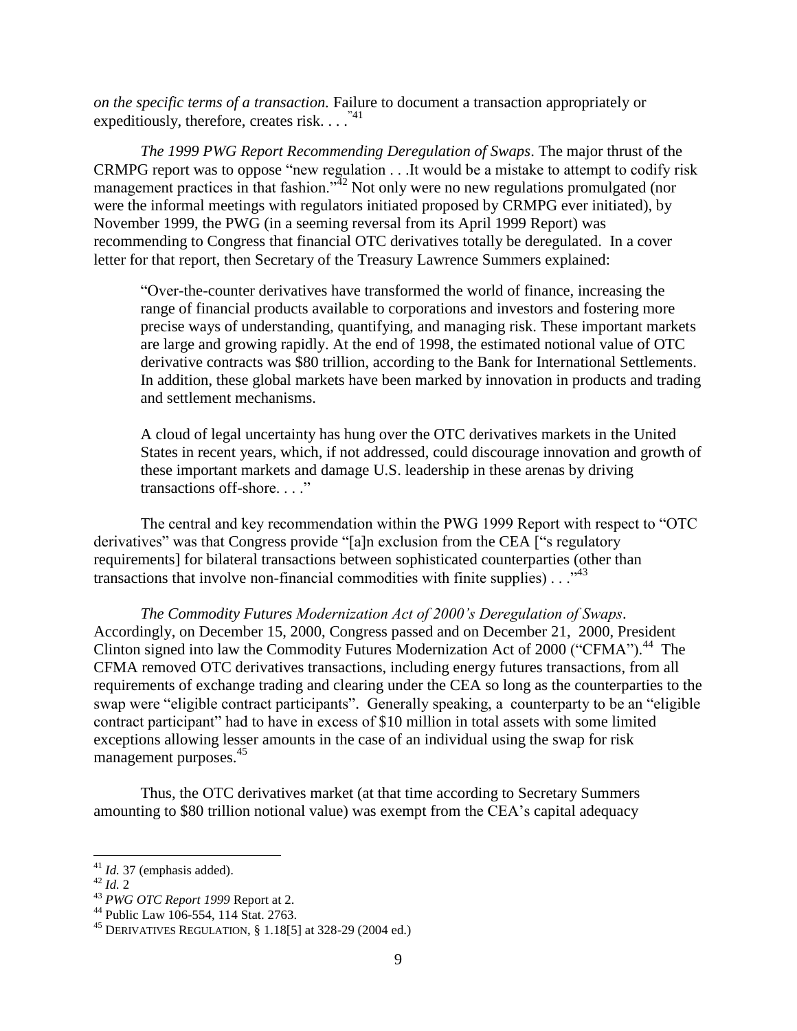*on the specific terms of a transaction.* Failure to document a transaction appropriately or expeditiously, therefore, creates risk. . . ."[41]

*The 1999 PWG Report Recommending Deregulation of Swaps*. The major thrust of the CRMPG report was to oppose "new regulation . . .It would be a mistake to attempt to codify risk management practices in that fashion."[42] Not only were no new regulations promulgated (nor were the informal meetings with regulators initiated proposed by CRMPG ever initiated), by November 1999, the PWG (in a seeming reversal from its April 1999 Report) was recommending to Congress that financial OTC derivatives totally be deregulated. In a cover letter for that report, then Secretary of the Treasury Lawrence Summers explained:

> "Over-the-counter derivatives have transformed the world of finance, increasing the range of financial products available to corporations and investors and fostering more precise ways of understanding, quantifying, and managing risk. These important markets are large and growing rapidly. At the end of 1998, the estimated notional value of OTC derivative contracts was $80 trillion, according to the Bank for International Settlements. In addition, these global markets have been marked by innovation in products and trading and settlement mechanisms.
>
> A cloud of legal uncertainty has hung over the OTC derivatives markets in the United States in recent years, which, if not addressed, could discourage innovation and growth of these important markets and damage U.S. leadership in these arenas by driving transactions off-shore. . . ."

The central and key recommendation within the PWG 1999 Report with respect to "OTC derivatives" was that Congress provide "[a]n exclusion from the CEA ["s regulatory requirements] for bilateral transactions between sophisticated counterparties (other than transactions that involve non-financial commodities with finite supplies) . . ."[43]

*The Commodity Futures Modernization Act of 2000's Deregulation of Swaps*. Accordingly, on December 15, 2000, Congress passed and on December 21, 2000, President Clinton signed into law the Commodity Futures Modernization Act of 2000 ("CFMA").[44] The CFMA removed OTC derivatives transactions, including energy futures transactions, from all requirements of exchange trading and clearing under the CEA so long as the counterparties to the swap were "eligible contract participants". Generally speaking, a counterparty to be an "eligible contract participant" had to have in excess of $10 million in total assets with some limited exceptions allowing lesser amounts in the case of an individual using the swap for risk management purposes.[45]

Thus, the OTC derivatives market (at that time according to Secretary Summers amounting to $80 trillion notional value) was exempt from the CEA's capital adequacy

---

[41] *Id.* 37 (emphasis added).

[42] *Id.* 2

[43] *PWG OTC Report 1999* Report at 2.

[44] Public Law 106-554, 114 Stat. 2763.

[45] DERIVATIVES REGULATION, § 1.18[5] at 328-29 (2004 ed.)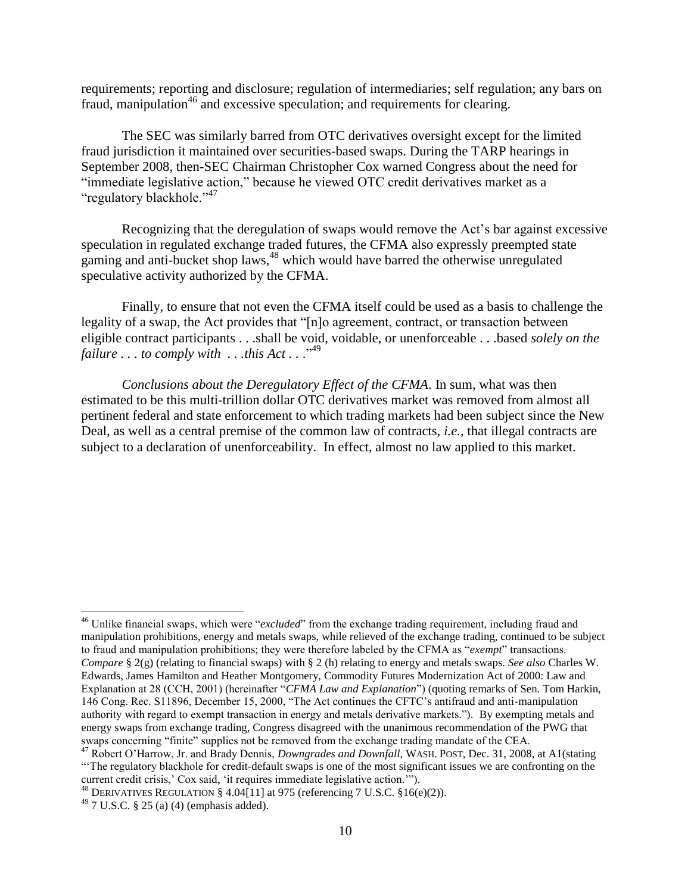requirements; reporting and disclosure; regulation of intermediaries; self regulation; any bars on fraud, manipulation[46] and excessive speculation; and requirements for clearing.

The SEC was similarly barred from OTC derivatives oversight except for the limited fraud jurisdiction it maintained over securities-based swaps. During the TARP hearings in September 2008, then-SEC Chairman Christopher Cox warned Congress about the need for "immediate legislative action," because he viewed OTC credit derivatives market as a "regulatory blackhole."[47]

Recognizing that the deregulation of swaps would remove the Act's bar against excessive speculation in regulated exchange traded futures, the CFMA also expressly preempted state gaming and anti-bucket shop laws,[48] which would have barred the otherwise unregulated speculative activity authorized by the CFMA.

Finally, to ensure that not even the CFMA itself could be used as a basis to challenge the legality of a swap, the Act provides that "[n]o agreement, contract, or transaction between eligible contract participants . . .shall be void, voidable, or unenforceable . . .based *solely on the failure . . . to comply with . . .this Act . . .*"[49]

*Conclusions about the Deregulatory Effect of the CFMA*. In sum, what was then estimated to be this multi-trillion dollar OTC derivatives market was removed from almost all pertinent federal and state enforcement to which trading markets had been subject since the New Deal, as well as a central premise of the common law of contracts, *i.e.*, that illegal contracts are subject to a declaration of unenforceability. In effect, almost no law applied to this market.

---

[46] Unlike financial swaps, which were "*excluded*" from the exchange trading requirement, including fraud and manipulation prohibitions, energy and metals swaps, while relieved of the exchange trading, continued to be subject to fraud and manipulation prohibitions; they were therefore labeled by the CFMA as "*exempt*" transactions. *Compare* § 2(g) (relating to financial swaps) with § 2 (h) relating to energy and metals swaps. *See also* Charles W. Edwards, James Hamilton and Heather Montgomery, Commodity Futures Modernization Act of 2000: Law and Explanation at 28 (CCH, 2001) (hereinafter "*CFMA Law and Explanation*") (quoting remarks of Sen. Tom Harkin, 146 Cong. Rec. S11896, December 15, 2000, "The Act continues the CFTC's antifraud and anti-manipulation authority with regard to exempt transaction in energy and metals derivative markets."). By exempting metals and energy swaps from exchange trading, Congress disagreed with the unanimous recommendation of the PWG that swaps concerning "finite" supplies not be removed from the exchange trading mandate of the CEA.

[47] Robert O'Harrow, Jr. and Brady Dennis, *Downgrades and Downfall*, WASH. POST, Dec. 31, 2008, at A1(stating "'The regulatory blackhole for credit-default swaps is one of the most significant issues we are confronting on the current credit crisis,' Cox said, 'it requires immediate legislative action.'").

[48] DERIVATIVES REGULATION § 4.04[11] at 975 (referencing 7 U.S.C. §16(e)(2)).

[49] 7 U.S.C. § 25 (a) (4) (emphasis added).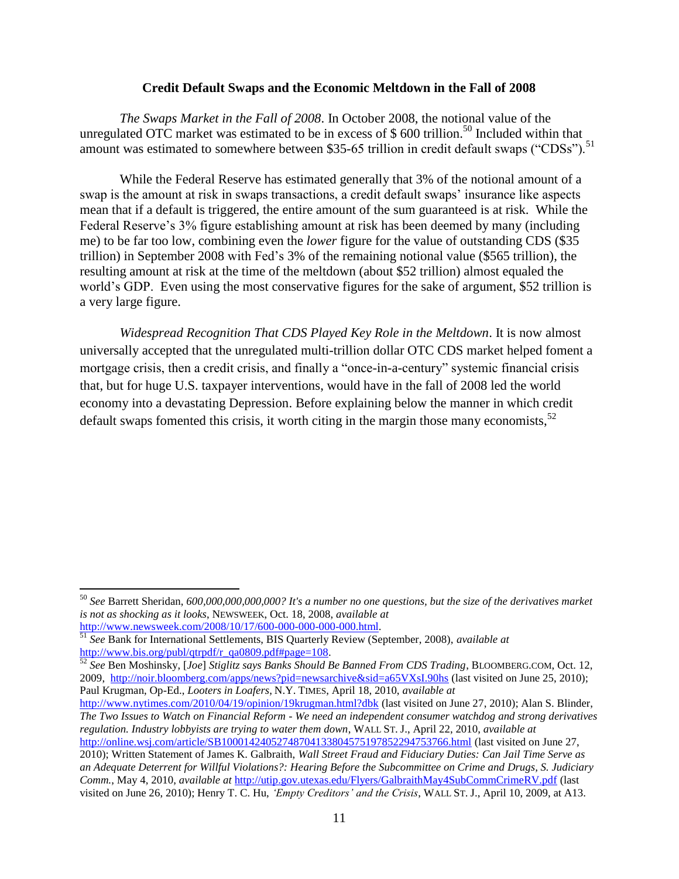**Credit Default Swaps and the Economic Meltdown in the Fall of 2008**

*The Swaps Market in the Fall of 2008*. In October 2008, the notional value of the unregulated OTC market was estimated to be in excess of $ 600 trillion.[50] Included within that amount was estimated to somewhere between $35-65 trillion in credit default swaps ("CDSs").[51]

While the Federal Reserve has estimated generally that 3% of the notional amount of a swap is the amount at risk in swaps transactions, a credit default swaps' insurance like aspects mean that if a default is triggered, the entire amount of the sum guaranteed is at risk. While the Federal Reserve's 3% figure establishing amount at risk has been deemed by many (including me) to be far too low, combining even the *lower* figure for the value of outstanding CDS ($35 trillion) in September 2008 with Fed's 3% of the remaining notional value ($565 trillion), the resulting amount at risk at the time of the meltdown (about $52 trillion) almost equaled the world's GDP. Even using the most conservative figures for the sake of argument, $52 trillion is a very large figure.

*Widespread Recognition That CDS Played Key Role in the Meltdown*. It is now almost universally accepted that the unregulated multi-trillion dollar OTC CDS market helped foment a mortgage crisis, then a credit crisis, and finally a "once-in-a-century" systemic financial crisis that, but for huge U.S. taxpayer interventions, would have in the fall of 2008 led the world economy into a devastating Depression. Before explaining below the manner in which credit default swaps fomented this crisis, it worth citing in the margin those many economists,[52]

---

[50] *See* Barrett Sheridan, *600,000,000,000,000? It's a number no one questions, but the size of the derivatives market is not as shocking as it looks*, NEWSWEEK, Oct. 18, 2008, *available at* http://www.newsweek.com/2008/10/17/600-000-000-000-000.html.

[51] *See* Bank for International Settlements, BIS Quarterly Review (September, 2008), *available at* http://www.bis.org/publ/qtrpdf/r_qa0809.pdf#page=108.

[52] *See* Ben Moshinsky, [*Joe*] *Stiglitz says Banks Should Be Banned From CDS Trading*, BLOOMBERG.COM, Oct. 12, 2009, http://noir.bloomberg.com/apps/news?pid=newsarchive&sid=a65VXsI.90hs (last visited on June 25, 2010); Paul Krugman, Op-Ed., *Looters in Loafers*, N.Y. TIMES, April 18, 2010, *available at* http://www.nytimes.com/2010/04/19/opinion/19krugman.html?dbk (last visited on June 27, 2010); Alan S. Blinder, *The Two Issues to Watch on Financial Reform - We need an independent consumer watchdog and strong derivatives regulation. Industry lobbyists are trying to water them down*, WALL ST. J., April 22, 2010, *available at* http://online.wsj.com/article/SB10001424052748704133804575197852294753766.html (last visited on June 27, 2010); Written Statement of James K. Galbraith, *Wall Street Fraud and Fiduciary Duties: Can Jail Time Serve as an Adequate Deterrent for Willful Violations?: Hearing Before the Subcommittee on Crime and Drugs, S. Judiciary Comm.*, May 4, 2010, *available at* http://utip.gov.utexas.edu/Flyers/GalbraithMay4SubCommCrimeRV.pdf (last visited on June 26, 2010); Henry T. C. Hu, *'Empty Creditors' and the Crisis*, WALL ST. J., April 10, 2009, at A13.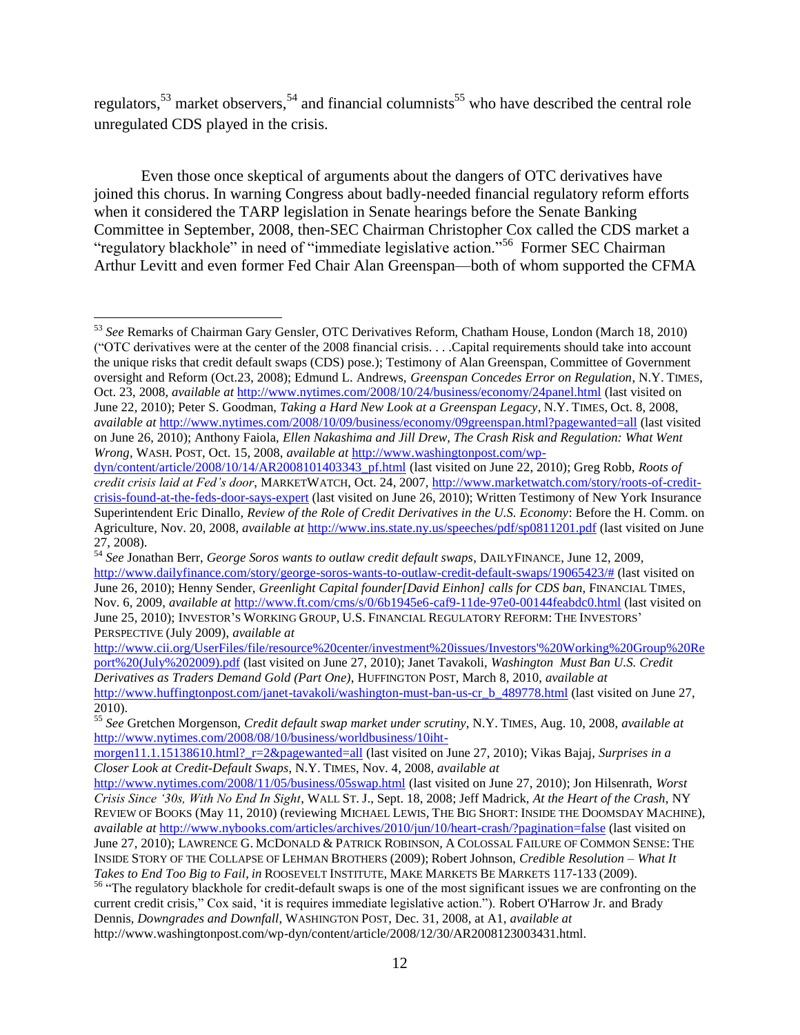regulators,[53] market observers,[54] and financial columnists[55] who have described the central role unregulated CDS played in the crisis.

Even those once skeptical of arguments about the dangers of OTC derivatives have joined this chorus. In warning Congress about badly-needed financial regulatory reform efforts when it considered the TARP legislation in Senate hearings before the Senate Banking Committee in September, 2008, then-SEC Chairman Christopher Cox called the CDS market a "regulatory blackhole" in need of "immediate legislative action."[56] Former SEC Chairman Arthur Levitt and even former Fed Chair Alan Greenspan—both of whom supported the CFMA

---

[53] *See* Remarks of Chairman Gary Gensler, OTC Derivatives Reform, Chatham House, London (March 18, 2010) ("OTC derivatives were at the center of the 2008 financial crisis. . . .Capital requirements should take into account the unique risks that credit default swaps (CDS) pose.); Testimony of Alan Greenspan, Committee of Government oversight and Reform (Oct.23, 2008); Edmund L. Andrews, *Greenspan Concedes Error on Regulation*, N.Y. TIMES, Oct. 23, 2008, *available at* http://www.nytimes.com/2008/10/24/business/economy/24panel.html (last visited on June 22, 2010); Peter S. Goodman, *Taking a Hard New Look at a Greenspan Legacy*, N.Y. TIMES, Oct. 8, 2008, *available at* http://www.nytimes.com/2008/10/09/business/economy/09greenspan.html?pagewanted=all (last visited on June 26, 2010); Anthony Faiola, *Ellen Nakashima and Jill Drew, The Crash Risk and Regulation: What Went Wrong*, WASH. POST, Oct. 15, 2008, *available at* http://www.washingtonpost.com/wp-dyn/content/article/2008/10/14/AR2008101403343_pf.html (last visited on June 22, 2010); Greg Robb, *Roots of credit crisis laid at Fed's door*, MARKETWATCH, Oct. 24, 2007, http://www.marketwatch.com/story/roots-of-credit-crisis-found-at-the-feds-door-says-expert (last visited on June 26, 2010); Written Testimony of New York Insurance Superintendent Eric Dinallo, *Review of the Role of Credit Derivatives in the U.S. Economy*: Before the H. Comm. on Agriculture, Nov. 20, 2008, *available at* http://www.ins.state.ny.us/speeches/pdf/sp0811201.pdf (last visited on June 27, 2008).

[54] *See* Jonathan Berr, *George Soros wants to outlaw credit default swaps*, DAILYFINANCE, June 12, 2009, http://www.dailyfinance.com/story/george-soros-wants-to-outlaw-credit-default-swaps/19065423/# (last visited on June 26, 2010); Henny Sender, *Greenlight Capital founder[David Einhon] calls for CDS ban*, FINANCIAL TIMES, Nov. 6, 2009, *available at* http://www.ft.com/cms/s/0/6b1945e6-caf9-11de-97e0-00144feabdc0.html (last visited on June 25, 2010); INVESTOR'S WORKING GROUP, U.S. FINANCIAL REGULATORY REFORM: THE INVESTORS' PERSPECTIVE (July 2009), *available at* http://www.cii.org/UserFiles/file/resource%20center/investment%20issues/Investors'%20Working%20Group%20Report%20(July%202009).pdf (last visited on June 27, 2010); Janet Tavakoli, *Washington Must Ban U.S. Credit Derivatives as Traders Demand Gold (Part One)*, HUFFINGTON POST, March 8, 2010, *available at* http://www.huffingtonpost.com/janet-tavakoli/washington-must-ban-us-cr_b_489778.html (last visited on June 27, 2010).

[55] *See* Gretchen Morgenson, *Credit default swap market under scrutiny*, N.Y. TIMES, Aug. 10, 2008, *available at* http://www.nytimes.com/2008/08/10/business/worldbusiness/10iht-morgen11.1.15138610.html?_r=2&pagewanted=all (last visited on June 27, 2010); Vikas Bajaj, *Surprises in a Closer Look at Credit-Default Swaps*, N.Y. TIMES, Nov. 4, 2008, *available at* http://www.nytimes.com/2008/11/05/business/05swap.html (last visited on June 27, 2010); Jon Hilsenrath, *Worst Crisis Since '30s, With No End In Sight*, WALL ST. J., Sept. 18, 2008; Jeff Madrick, *At the Heart of the Crash*, NY REVIEW OF BOOKS (May 11, 2010) (reviewing MICHAEL LEWIS, THE BIG SHORT: INSIDE THE DOOMSDAY MACHINE), *available at* http://www.nybooks.com/articles/archives/2010/jun/10/heart-crash/?pagination=false (last visited on June 27, 2010); LAWRENCE G. MCDONALD & PATRICK ROBINSON, A COLOSSAL FAILURE OF COMMON SENSE: THE INSIDE STORY OF THE COLLAPSE OF LEHMAN BROTHERS (2009); Robert Johnson, *Credible Resolution – What It Takes to End Too Big to Fail*, *in* ROOSEVELT INSTITUTE, MAKE MARKETS BE MARKETS 117-133 (2009).

[56] "The regulatory blackhole for credit-default swaps is one of the most significant issues we are confronting on the current credit crisis," Cox said, 'it is requires immediate legislative action."). Robert O'Harrow Jr. and Brady Dennis, *Downgrades and Downfall*, WASHINGTON POST, Dec. 31, 2008, at A1, *available at* http://www.washingtonpost.com/wp-dyn/content/article/2008/12/30/AR2008123003431.html.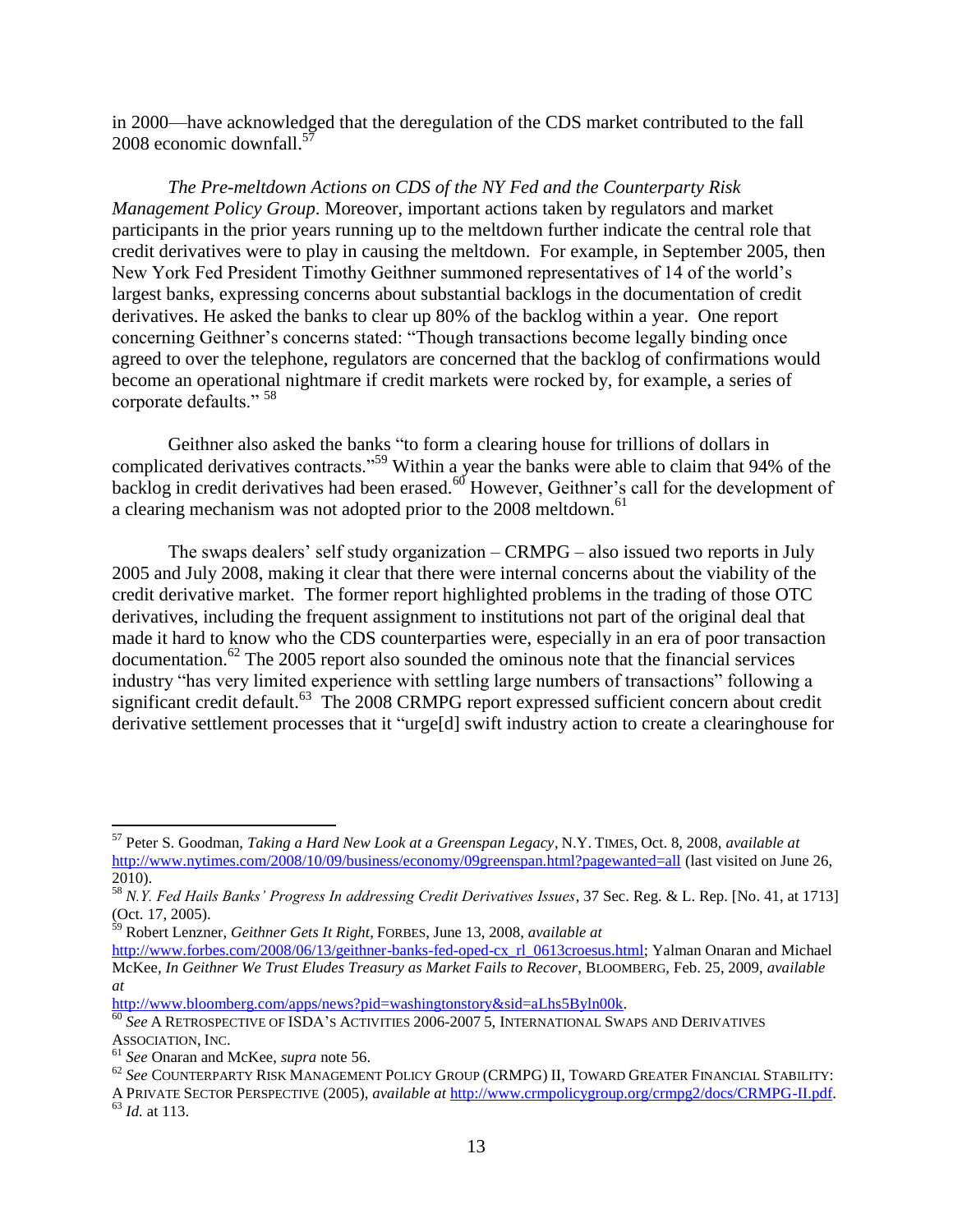in 2000—have acknowledged that the deregulation of the CDS market contributed to the fall 2008 economic downfall.[57]

*The Pre-meltdown Actions on CDS of the NY Fed and the Counterparty Risk Management Policy Group*. Moreover, important actions taken by regulators and market participants in the prior years running up to the meltdown further indicate the central role that credit derivatives were to play in causing the meltdown. For example, in September 2005, then New York Fed President Timothy Geithner summoned representatives of 14 of the world's largest banks, expressing concerns about substantial backlogs in the documentation of credit derivatives. He asked the banks to clear up 80% of the backlog within a year. One report concerning Geithner's concerns stated: "Though transactions become legally binding once agreed to over the telephone, regulators are concerned that the backlog of confirmations would become an operational nightmare if credit markets were rocked by, for example, a series of corporate defaults." [58]

Geithner also asked the banks "to form a clearing house for trillions of dollars in complicated derivatives contracts."[59] Within a year the banks were able to claim that 94% of the backlog in credit derivatives had been erased.[60] However, Geithner's call for the development of a clearing mechanism was not adopted prior to the 2008 meltdown.[61]

The swaps dealers' self study organization – CRMPG – also issued two reports in July 2005 and July 2008, making it clear that there were internal concerns about the viability of the credit derivative market. The former report highlighted problems in the trading of those OTC derivatives, including the frequent assignment to institutions not part of the original deal that made it hard to know who the CDS counterparties were, especially in an era of poor transaction documentation.[62] The 2005 report also sounded the ominous note that the financial services industry "has very limited experience with settling large numbers of transactions" following a significant credit default.[63] The 2008 CRMPG report expressed sufficient concern about credit derivative settlement processes that it "urge[d] swift industry action to create a clearinghouse for

---

[57] Peter S. Goodman, *Taking a Hard New Look at a Greenspan Legacy*, N.Y. TIMES, Oct. 8, 2008, *available at* http://www.nytimes.com/2008/10/09/business/economy/09greenspan.html?pagewanted=all (last visited on June 26, 2010).

[58] *N.Y. Fed Hails Banks' Progress In addressing Credit Derivatives Issues*, 37 Sec. Reg. & L. Rep. [No. 41, at 1713] (Oct. 17, 2005).

[59] Robert Lenzner, *Geithner Gets It Right*, FORBES, June 13, 2008, *available at* http://www.forbes.com/2008/06/13/geithner-banks-fed-oped-cx_rl_0613croesus.html; Yalman Onaran and Michael McKee, *In Geithner We Trust Eludes Treasury as Market Fails to Recover*, BLOOMBERG, Feb. 25, 2009, *available at* http://www.bloomberg.com/apps/news?pid=washingtonstory&sid=aLhs5Byln00k.

[60] *See* A RETROSPECTIVE OF ISDA'S ACTIVITIES 2006-2007 5, INTERNATIONAL SWAPS AND DERIVATIVES ASSOCIATION, INC.

[61] *See* Onaran and McKee, *supra* note 56.

[62] *See* COUNTERPARTY RISK MANAGEMENT POLICY GROUP (CRMPG) II, TOWARD GREATER FINANCIAL STABILITY: A PRIVATE SECTOR PERSPECTIVE (2005), *available at* http://www.crmpolicygroup.org/crmpg2/docs/CRMPG-II.pdf.

[63] *Id.* at 113.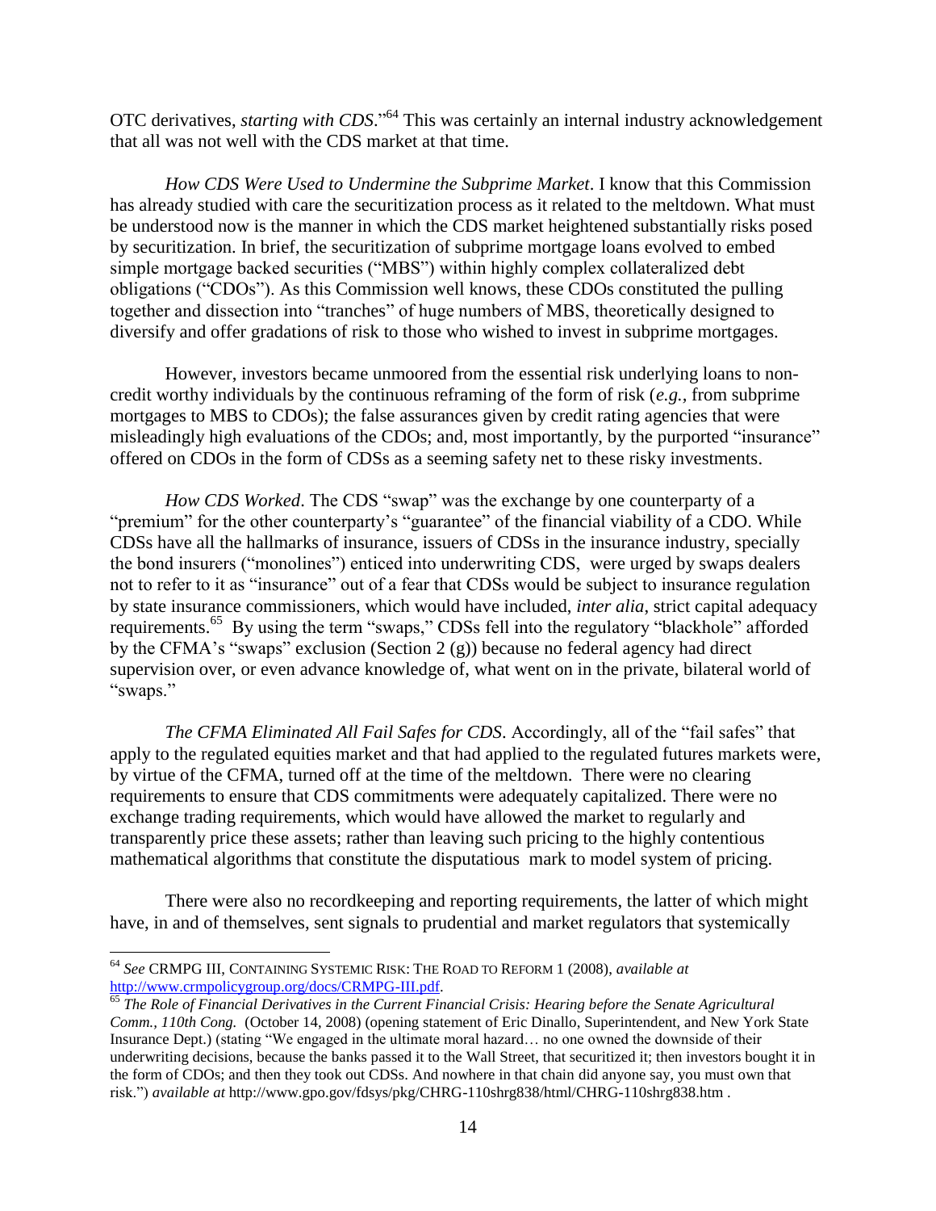OTC derivatives, *starting with CDS*."[64] This was certainly an internal industry acknowledgement that all was not well with the CDS market at that time.

*How CDS Were Used to Undermine the Subprime Market*. I know that this Commission has already studied with care the securitization process as it related to the meltdown. What must be understood now is the manner in which the CDS market heightened substantially risks posed by securitization. In brief, the securitization of subprime mortgage loans evolved to embed simple mortgage backed securities ("MBS") within highly complex collateralized debt obligations ("CDOs"). As this Commission well knows, these CDOs constituted the pulling together and dissection into "tranches" of huge numbers of MBS, theoretically designed to diversify and offer gradations of risk to those who wished to invest in subprime mortgages.

However, investors became unmoored from the essential risk underlying loans to non-credit worthy individuals by the continuous reframing of the form of risk (*e.g.,* from subprime mortgages to MBS to CDOs); the false assurances given by credit rating agencies that were misleadingly high evaluations of the CDOs; and, most importantly, by the purported "insurance" offered on CDOs in the form of CDSs as a seeming safety net to these risky investments.

*How CDS Worked*. The CDS "swap" was the exchange by one counterparty of a "premium" for the other counterparty's "guarantee" of the financial viability of a CDO. While CDSs have all the hallmarks of insurance, issuers of CDSs in the insurance industry, specially the bond insurers ("monolines") enticed into underwriting CDS, were urged by swaps dealers not to refer to it as "insurance" out of a fear that CDSs would be subject to insurance regulation by state insurance commissioners, which would have included, *inter alia*, strict capital adequacy requirements.[65] By using the term "swaps," CDSs fell into the regulatory "blackhole" afforded by the CFMA's "swaps" exclusion (Section 2 (g)) because no federal agency had direct supervision over, or even advance knowledge of, what went on in the private, bilateral world of "swaps."

*The CFMA Eliminated All Fail Safes for CDS*. Accordingly, all of the "fail safes" that apply to the regulated equities market and that had applied to the regulated futures markets were, by virtue of the CFMA, turned off at the time of the meltdown. There were no clearing requirements to ensure that CDS commitments were adequately capitalized. There were no exchange trading requirements, which would have allowed the market to regularly and transparently price these assets; rather than leaving such pricing to the highly contentious mathematical algorithms that constitute the disputatious mark to model system of pricing.

There were also no recordkeeping and reporting requirements, the latter of which might have, in and of themselves, sent signals to prudential and market regulators that systemically

---

[64] *See* CRMPG III, CONTAINING SYSTEMIC RISK: THE ROAD TO REFORM 1 (2008), *available at* http://www.crmpolicygroup.org/docs/CRMPG-III.pdf.

[65] *The Role of Financial Derivatives in the Current Financial Crisis: Hearing before the Senate Agricultural Comm., 110th Cong.* (October 14, 2008) (opening statement of Eric Dinallo, Superintendent, and New York State Insurance Dept.) (stating "We engaged in the ultimate moral hazard… no one owned the downside of their underwriting decisions, because the banks passed it to the Wall Street, that securitized it; then investors bought it in the form of CDOs; and then they took out CDSs. And nowhere in that chain did anyone say, you must own that risk.") *available at* http://www.gpo.gov/fdsys/pkg/CHRG-110shrg838/html/CHRG-110shrg838.htm .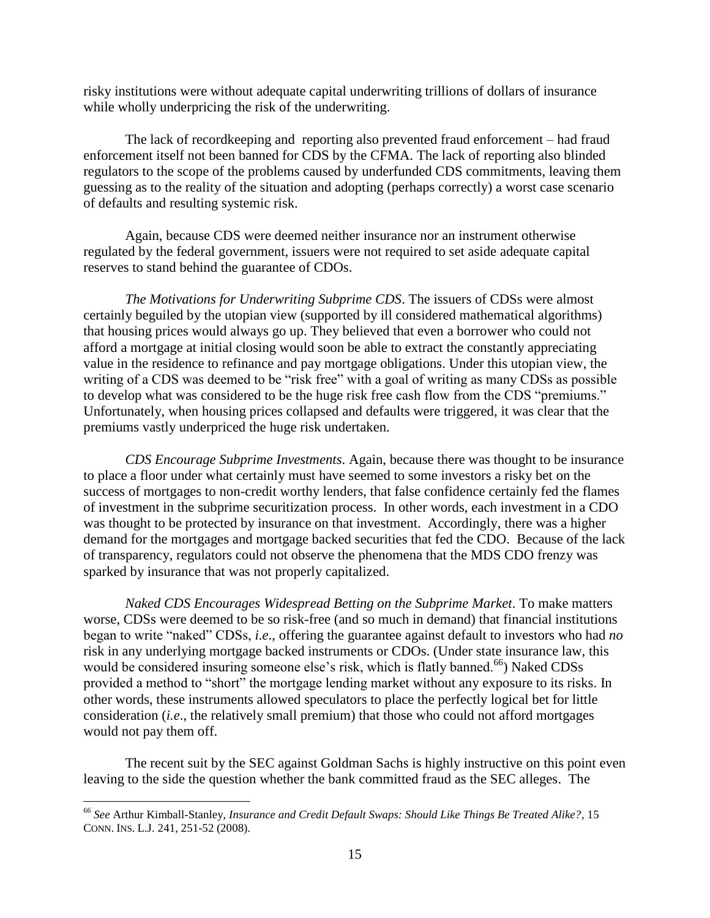risky institutions were without adequate capital underwriting trillions of dollars of insurance while wholly underpricing the risk of the underwriting.

The lack of recordkeeping and reporting also prevented fraud enforcement – had fraud enforcement itself not been banned for CDS by the CFMA. The lack of reporting also blinded regulators to the scope of the problems caused by underfunded CDS commitments, leaving them guessing as to the reality of the situation and adopting (perhaps correctly) a worst case scenario of defaults and resulting systemic risk.

Again, because CDS were deemed neither insurance nor an instrument otherwise regulated by the federal government, issuers were not required to set aside adequate capital reserves to stand behind the guarantee of CDOs.

*The Motivations for Underwriting Subprime CDS*. The issuers of CDSs were almost certainly beguiled by the utopian view (supported by ill considered mathematical algorithms) that housing prices would always go up. They believed that even a borrower who could not afford a mortgage at initial closing would soon be able to extract the constantly appreciating value in the residence to refinance and pay mortgage obligations. Under this utopian view, the writing of a CDS was deemed to be "risk free" with a goal of writing as many CDSs as possible to develop what was considered to be the huge risk free cash flow from the CDS "premiums." Unfortunately, when housing prices collapsed and defaults were triggered, it was clear that the premiums vastly underpriced the huge risk undertaken.

*CDS Encourage Subprime Investments*. Again, because there was thought to be insurance to place a floor under what certainly must have seemed to some investors a risky bet on the success of mortgages to non-credit worthy lenders, that false confidence certainly fed the flames of investment in the subprime securitization process. In other words, each investment in a CDO was thought to be protected by insurance on that investment. Accordingly, there was a higher demand for the mortgages and mortgage backed securities that fed the CDO. Because of the lack of transparency, regulators could not observe the phenomena that the MDS CDO frenzy was sparked by insurance that was not properly capitalized.

*Naked CDS Encourages Widespread Betting on the Subprime Market*. To make matters worse, CDSs were deemed to be so risk-free (and so much in demand) that financial institutions began to write "naked" CDSs, *i.e.*, offering the guarantee against default to investors who had *no* risk in any underlying mortgage backed instruments or CDOs. (Under state insurance law, this would be considered insuring someone else's risk, which is flatly banned.[66]) Naked CDSs provided a method to "short" the mortgage lending market without any exposure to its risks. In other words, these instruments allowed speculators to place the perfectly logical bet for little consideration (*i.e.*, the relatively small premium) that those who could not afford mortgages would not pay them off.

The recent suit by the SEC against Goldman Sachs is highly instructive on this point even leaving to the side the question whether the bank committed fraud as the SEC alleges. The

[66] *See* Arthur Kimball-Stanley, *Insurance and Credit Default Swaps: Should Like Things Be Treated Alike?*, 15 CONN. INS. L.J. 241, 251-52 (2008).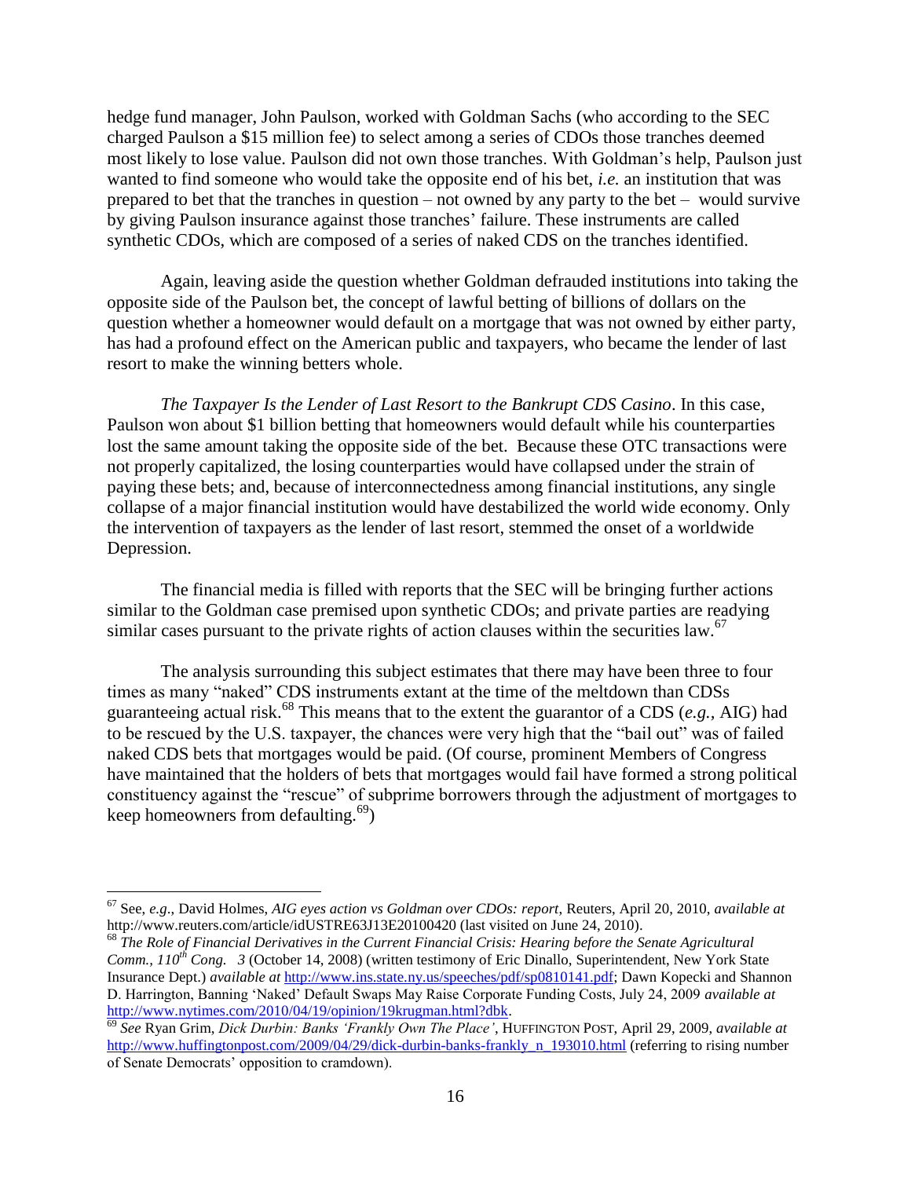hedge fund manager, John Paulson, worked with Goldman Sachs (who according to the SEC charged Paulson a $15 million fee) to select among a series of CDOs those tranches deemed most likely to lose value. Paulson did not own those tranches. With Goldman's help, Paulson just wanted to find someone who would take the opposite end of his bet, *i.e.* an institution that was prepared to bet that the tranches in question – not owned by any party to the bet – would survive by giving Paulson insurance against those tranches' failure. These instruments are called synthetic CDOs, which are composed of a series of naked CDS on the tranches identified.

Again, leaving aside the question whether Goldman defrauded institutions into taking the opposite side of the Paulson bet, the concept of lawful betting of billions of dollars on the question whether a homeowner would default on a mortgage that was not owned by either party, has had a profound effect on the American public and taxpayers, who became the lender of last resort to make the winning betters whole.

*The Taxpayer Is the Lender of Last Resort to the Bankrupt CDS Casino*. In this case, Paulson won about $1 billion betting that homeowners would default while his counterparties lost the same amount taking the opposite side of the bet. Because these OTC transactions were not properly capitalized, the losing counterparties would have collapsed under the strain of paying these bets; and, because of interconnectedness among financial institutions, any single collapse of a major financial institution would have destabilized the world wide economy. Only the intervention of taxpayers as the lender of last resort, stemmed the onset of a worldwide Depression.

The financial media is filled with reports that the SEC will be bringing further actions similar to the Goldman case premised upon synthetic CDOs; and private parties are readying similar cases pursuant to the private rights of action clauses within the securities law.[67]

The analysis surrounding this subject estimates that there may have been three to four times as many "naked" CDS instruments extant at the time of the meltdown than CDSs guaranteeing actual risk.[68] This means that to the extent the guarantor of a CDS (*e.g.*, AIG) had to be rescued by the U.S. taxpayer, the chances were very high that the "bail out" was of failed naked CDS bets that mortgages would be paid. (Of course, prominent Members of Congress have maintained that the holders of bets that mortgages would fail have formed a strong political constituency against the "rescue" of subprime borrowers through the adjustment of mortgages to keep homeowners from defaulting.[69])

---

[67] See, *e.g*., David Holmes, *AIG eyes action vs Goldman over CDOs: report*, Reuters, April 20, 2010, *available at* http://www.reuters.com/article/idUSTRE63J13E20100420 (last visited on June 24, 2010).

[68] *The Role of Financial Derivatives in the Current Financial Crisis: Hearing before the Senate Agricultural Comm., 110th Cong. 3* (October 14, 2008) (written testimony of Eric Dinallo, Superintendent, New York State Insurance Dept.) *available at* http://www.ins.state.ny.us/speeches/pdf/sp0810141.pdf; Dawn Kopecki and Shannon D. Harrington, Banning 'Naked' Default Swaps May Raise Corporate Funding Costs, July 24, 2009 *available at* http://www.nytimes.com/2010/04/19/opinion/19krugman.html?dbk.

[69] *See* Ryan Grim, *Dick Durbin: Banks 'Frankly Own The Place'*, HUFFINGTON POST, April 29, 2009, *available at* http://www.huffingtonpost.com/2009/04/29/dick-durbin-banks-frankly_n_193010.html (referring to rising number of Senate Democrats' opposition to cramdown).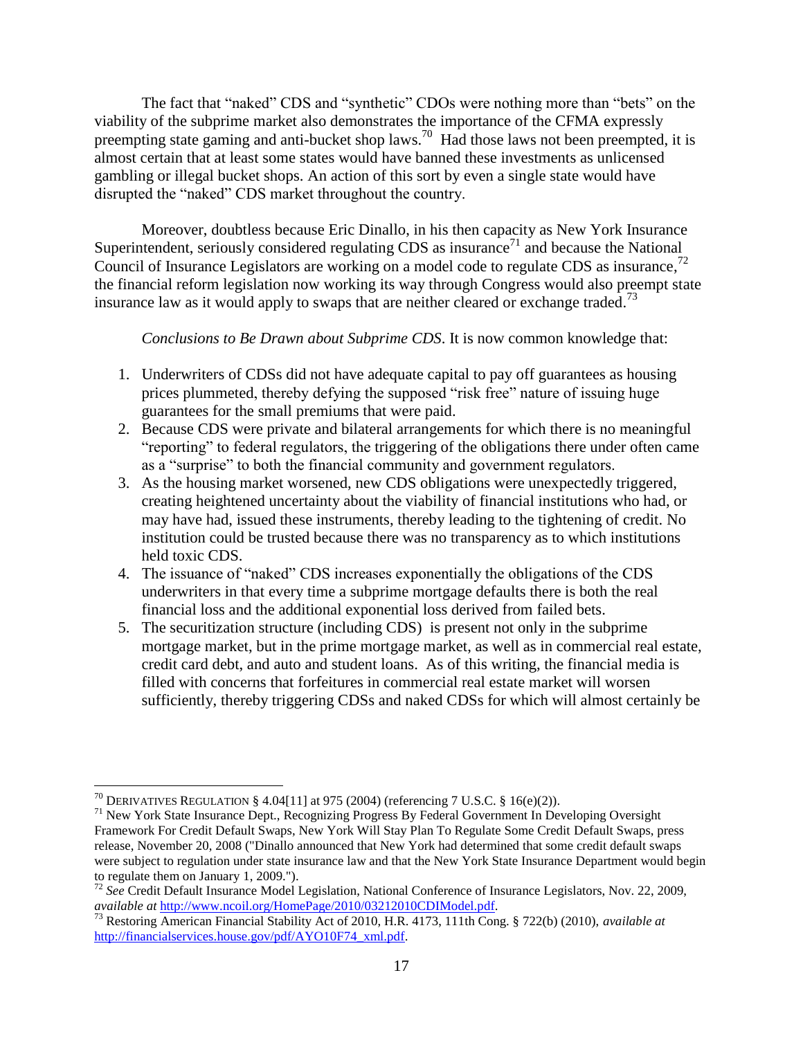The fact that "naked" CDS and "synthetic" CDOs were nothing more than "bets" on the viability of the subprime market also demonstrates the importance of the CFMA expressly preempting state gaming and anti-bucket shop laws.[70] Had those laws not been preempted, it is almost certain that at least some states would have banned these investments as unlicensed gambling or illegal bucket shops. An action of this sort by even a single state would have disrupted the "naked" CDS market throughout the country.

Moreover, doubtless because Eric Dinallo, in his then capacity as New York Insurance Superintendent, seriously considered regulating CDS as insurance[71] and because the National Council of Insurance Legislators are working on a model code to regulate CDS as insurance,[72] the financial reform legislation now working its way through Congress would also preempt state insurance law as it would apply to swaps that are neither cleared or exchange traded.[73]

*Conclusions to Be Drawn about Subprime CDS*. It is now common knowledge that:

1. Underwriters of CDSs did not have adequate capital to pay off guarantees as housing prices plummeted, thereby defying the supposed "risk free" nature of issuing huge guarantees for the small premiums that were paid.
2. Because CDS were private and bilateral arrangements for which there is no meaningful "reporting" to federal regulators, the triggering of the obligations there under often came as a "surprise" to both the financial community and government regulators.
3. As the housing market worsened, new CDS obligations were unexpectedly triggered, creating heightened uncertainty about the viability of financial institutions who had, or may have had, issued these instruments, thereby leading to the tightening of credit. No institution could be trusted because there was no transparency as to which institutions held toxic CDS.
4. The issuance of "naked" CDS increases exponentially the obligations of the CDS underwriters in that every time a subprime mortgage defaults there is both the real financial loss and the additional exponential loss derived from failed bets.
5. The securitization structure (including CDS) is present not only in the subprime mortgage market, but in the prime mortgage market, as well as in commercial real estate, credit card debt, and auto and student loans. As of this writing, the financial media is filled with concerns that forfeitures in commercial real estate market will worsen sufficiently, thereby triggering CDSs and naked CDSs for which will almost certainly be

---

[70] DERIVATIVES REGULATION § 4.04[11] at 975 (2004) (referencing 7 U.S.C. § 16(e)(2)).

[71] New York State Insurance Dept., Recognizing Progress By Federal Government In Developing Oversight Framework For Credit Default Swaps, New York Will Stay Plan To Regulate Some Credit Default Swaps, press release, November 20, 2008 ("Dinallo announced that New York had determined that some credit default swaps were subject to regulation under state insurance law and that the New York State Insurance Department would begin to regulate them on January 1, 2009.").

[72] *See* Credit Default Insurance Model Legislation, National Conference of Insurance Legislators, Nov. 22, 2009, *available at* http://www.ncoil.org/HomePage/2010/03212010CDIModel.pdf.

[73] Restoring American Financial Stability Act of 2010, H.R. 4173, 111th Cong. § 722(b) (2010), *available at* http://financialservices.house.gov/pdf/AYO10F74_xml.pdf.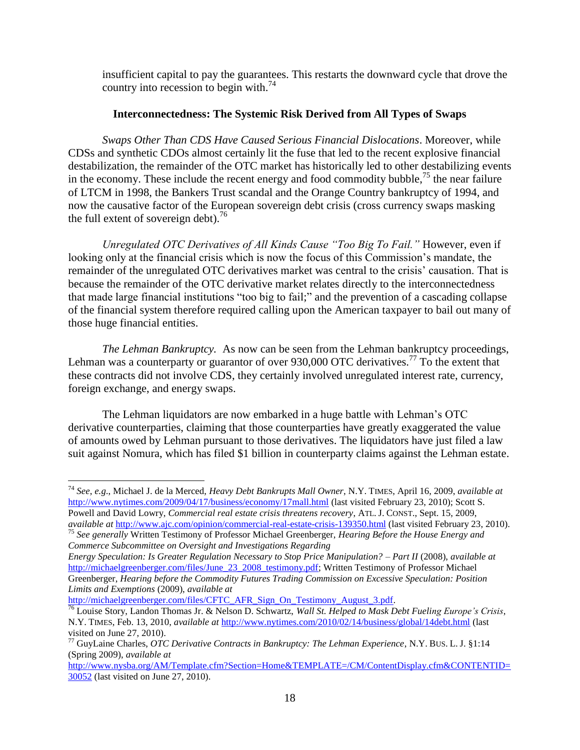insufficient capital to pay the guarantees. This restarts the downward cycle that drove the country into recession to begin with.[74]

**Interconnectedness: The Systemic Risk Derived from All Types of Swaps**

*Swaps Other Than CDS Have Caused Serious Financial Dislocations*. Moreover, while CDSs and synthetic CDOs almost certainly lit the fuse that led to the recent explosive financial destabilization, the remainder of the OTC market has historically led to other destabilizing events in the economy. These include the recent energy and food commodity bubble,[75] the near failure of LTCM in 1998, the Bankers Trust scandal and the Orange Country bankruptcy of 1994, and now the causative factor of the European sovereign debt crisis (cross currency swaps masking the full extent of sovereign debt).[76]

*Unregulated OTC Derivatives of All Kinds Cause "Too Big To Fail."* However, even if looking only at the financial crisis which is now the focus of this Commission's mandate, the remainder of the unregulated OTC derivatives market was central to the crisis' causation. That is because the remainder of the OTC derivative market relates directly to the interconnectedness that made large financial institutions "too big to fail;" and the prevention of a cascading collapse of the financial system therefore required calling upon the American taxpayer to bail out many of those huge financial entities.

*The Lehman Bankruptcy.* As now can be seen from the Lehman bankruptcy proceedings, Lehman was a counterparty or guarantor of over 930,000 OTC derivatives.[77] To the extent that these contracts did not involve CDS, they certainly involved unregulated interest rate, currency, foreign exchange, and energy swaps.

The Lehman liquidators are now embarked in a huge battle with Lehman's OTC derivative counterparties, claiming that those counterparties have greatly exaggerated the value of amounts owed by Lehman pursuant to those derivatives. The liquidators have just filed a law suit against Nomura, which has filed $1 billion in counterparty claims against the Lehman estate.

---

[74] *See, e.g.*, Michael J. de la Merced, *Heavy Debt Bankrupts Mall Owner*, N.Y. TIMES, April 16, 2009, *available at* http://www.nytimes.com/2009/04/17/business/economy/17mall.html (last visited February 23, 2010); Scott S. Powell and David Lowry, *Commercial real estate crisis threatens recovery*, ATL. J. CONST., Sept. 15, 2009, *available at* http://www.ajc.com/opinion/commercial-real-estate-crisis-139350.html (last visited February 23, 2010).

[75] *See generally* Written Testimony of Professor Michael Greenberger, *Hearing Before the House Energy and Commerce Subcommittee on Oversight and Investigations Regarding Energy Speculation: Is Greater Regulation Necessary to Stop Price Manipulation? – Part II* (2008), *available at* http://michaelgreenberger.com/files/June_23_2008_testimony.pdf; Written Testimony of Professor Michael Greenberger, *Hearing before the Commodity Futures Trading Commission on Excessive Speculation: Position Limits and Exemptions* (2009), *available at* http://michaelgreenberger.com/files/CFTC_AFR_Sign_On_Testimony_August_3.pdf.

[76] Louise Story, Landon Thomas Jr. & Nelson D. Schwartz, *Wall St. Helped to Mask Debt Fueling Europe's Crisis*, N.Y. TIMES, Feb. 13, 2010, *available at* http://www.nytimes.com/2010/02/14/business/global/14debt.html (last visited on June 27, 2010).

[77] GuyLaine Charles, *OTC Derivative Contracts in Bankruptcy: The Lehman Experience*, N.Y. BUS. L. J. §1:14 (Spring 2009), *available at* http://www.nysba.org/AM/Template.cfm?Section=Home&TEMPLATE=/CM/ContentDisplay.cfm&CONTENTID=30052 (last visited on June 27, 2010).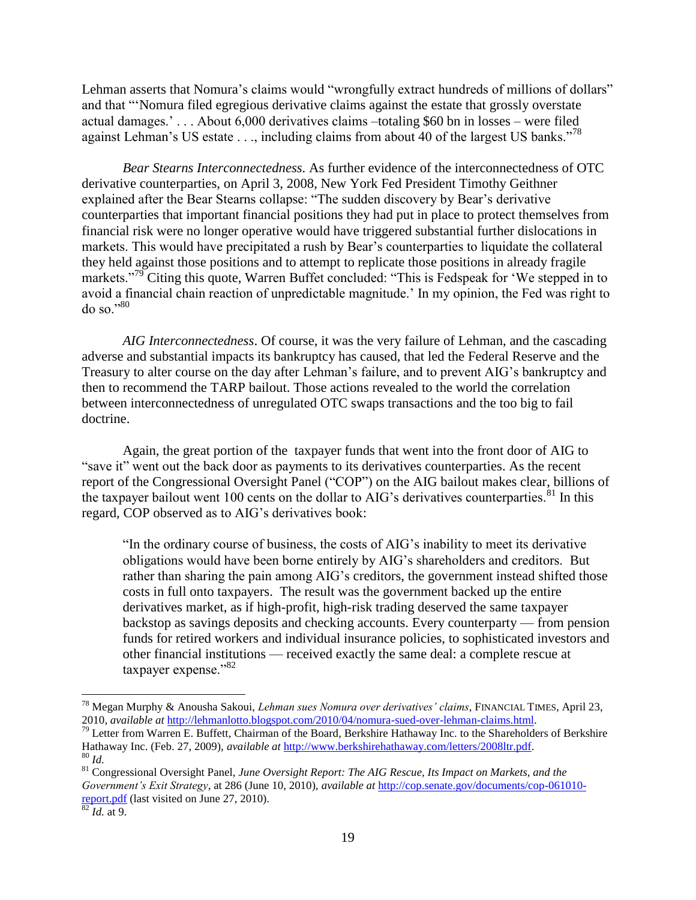Lehman asserts that Nomura's claims would "wrongfully extract hundreds of millions of dollars" and that "'Nomura filed egregious derivative claims against the estate that grossly overstate actual damages.' . . . About 6,000 derivatives claims –totaling $60 bn in losses – were filed against Lehman's US estate . . ., including claims from about 40 of the largest US banks."[78]

*Bear Stearns Interconnectedness*. As further evidence of the interconnectedness of OTC derivative counterparties, on April 3, 2008, New York Fed President Timothy Geithner explained after the Bear Stearns collapse: "The sudden discovery by Bear's derivative counterparties that important financial positions they had put in place to protect themselves from financial risk were no longer operative would have triggered substantial further dislocations in markets. This would have precipitated a rush by Bear's counterparties to liquidate the collateral they held against those positions and to attempt to replicate those positions in already fragile markets."[79] Citing this quote, Warren Buffet concluded: "This is Fedspeak for 'We stepped in to avoid a financial chain reaction of unpredictable magnitude.' In my opinion, the Fed was right to do so."[80]

*AIG Interconnectedness*. Of course, it was the very failure of Lehman, and the cascading adverse and substantial impacts its bankruptcy has caused, that led the Federal Reserve and the Treasury to alter course on the day after Lehman's failure, and to prevent AIG's bankruptcy and then to recommend the TARP bailout. Those actions revealed to the world the correlation between interconnectedness of unregulated OTC swaps transactions and the too big to fail doctrine.

Again, the great portion of the taxpayer funds that went into the front door of AIG to "save it" went out the back door as payments to its derivatives counterparties. As the recent report of the Congressional Oversight Panel ("COP") on the AIG bailout makes clear, billions of the taxpayer bailout went 100 cents on the dollar to AIG's derivatives counterparties.[81] In this regard, COP observed as to AIG's derivatives book:

> "In the ordinary course of business, the costs of AIG's inability to meet its derivative obligations would have been borne entirely by AIG's shareholders and creditors. But rather than sharing the pain among AIG's creditors, the government instead shifted those costs in full onto taxpayers. The result was the government backed up the entire derivatives market, as if high-profit, high-risk trading deserved the same taxpayer backstop as savings deposits and checking accounts. Every counterparty — from pension funds for retired workers and individual insurance policies, to sophisticated investors and other financial institutions — received exactly the same deal: a complete rescue at taxpayer expense."[82]

---

[78] Megan Murphy & Anousha Sakoui, *Lehman sues Nomura over derivatives' claims*, FINANCIAL TIMES, April 23, 2010, *available at* http://lehmanlotto.blogspot.com/2010/04/nomura-sued-over-lehman-claims.html.

[79] Letter from Warren E. Buffett, Chairman of the Board, Berkshire Hathaway Inc. to the Shareholders of Berkshire Hathaway Inc. (Feb. 27, 2009), *available at* http://www.berkshirehathaway.com/letters/2008ltr.pdf.

[80] *Id.*

[81] Congressional Oversight Panel, *June Oversight Report: The AIG Rescue, Its Impact on Markets, and the Government's Exit Strategy*, at 286 (June 10, 2010), *available at* http://cop.senate.gov/documents/cop-061010-report.pdf (last visited on June 27, 2010).

[82] *Id.* at 9.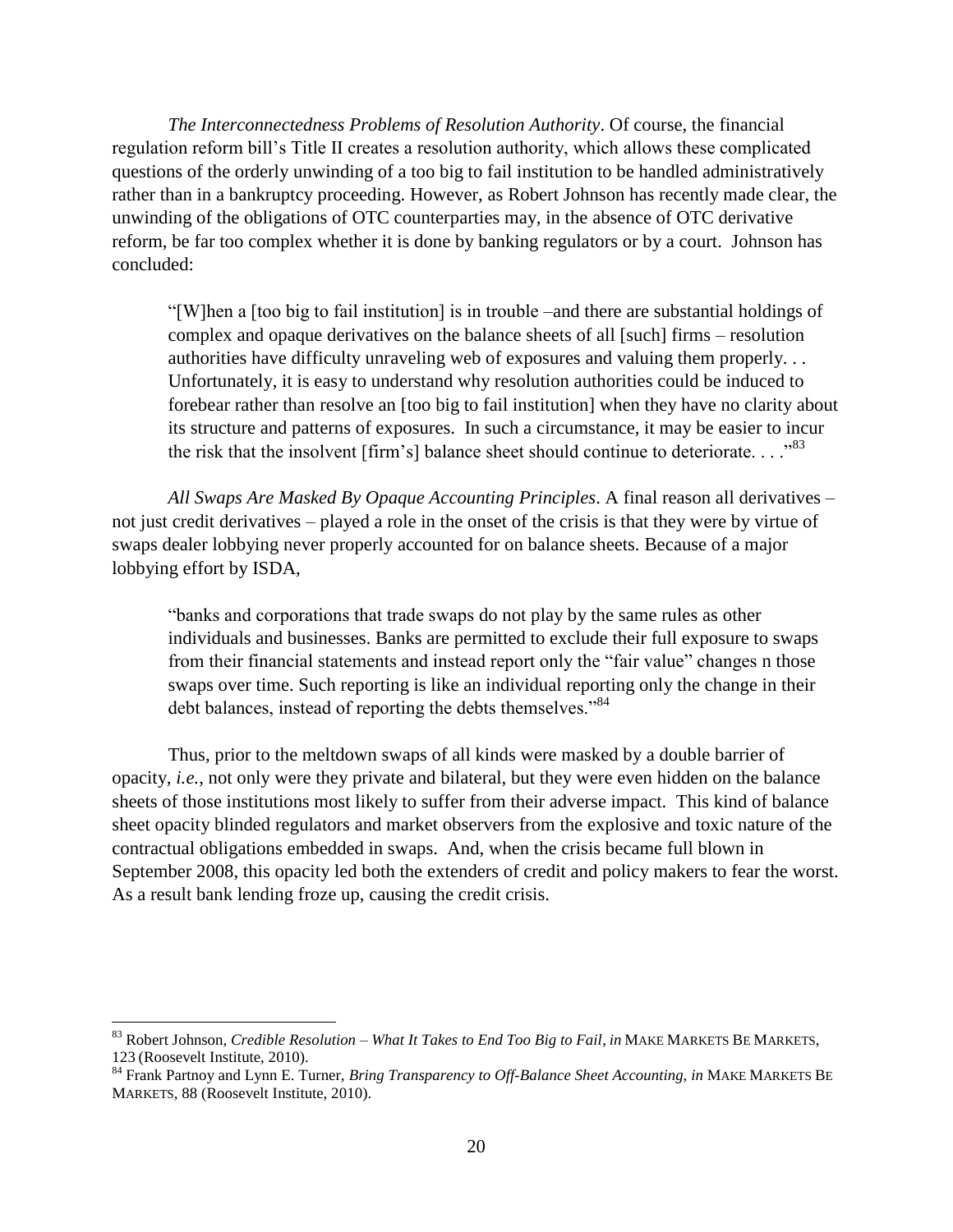*The Interconnectedness Problems of Resolution Authority*. Of course, the financial regulation reform bill's Title II creates a resolution authority, which allows these complicated questions of the orderly unwinding of a too big to fail institution to be handled administratively rather than in a bankruptcy proceeding. However, as Robert Johnson has recently made clear, the unwinding of the obligations of OTC counterparties may, in the absence of OTC derivative reform, be far too complex whether it is done by banking regulators or by a court. Johnson has concluded:

> "[W]hen a [too big to fail institution] is in trouble –and there are substantial holdings of complex and opaque derivatives on the balance sheets of all [such] firms – resolution authorities have difficulty unraveling web of exposures and valuing them properly. . . Unfortunately, it is easy to understand why resolution authorities could be induced to forebear rather than resolve an [too big to fail institution] when they have no clarity about its structure and patterns of exposures. In such a circumstance, it may be easier to incur the risk that the insolvent [firm's] balance sheet should continue to deteriorate. . . ."[83]

*All Swaps Are Masked By Opaque Accounting Principles*. A final reason all derivatives – not just credit derivatives – played a role in the onset of the crisis is that they were by virtue of swaps dealer lobbying never properly accounted for on balance sheets. Because of a major lobbying effort by ISDA,

> "banks and corporations that trade swaps do not play by the same rules as other individuals and businesses. Banks are permitted to exclude their full exposure to swaps from their financial statements and instead report only the "fair value" changes n those swaps over time. Such reporting is like an individual reporting only the change in their debt balances, instead of reporting the debts themselves."[84]

Thus, prior to the meltdown swaps of all kinds were masked by a double barrier of opacity, *i.e.*, not only were they private and bilateral, but they were even hidden on the balance sheets of those institutions most likely to suffer from their adverse impact. This kind of balance sheet opacity blinded regulators and market observers from the explosive and toxic nature of the contractual obligations embedded in swaps. And, when the crisis became full blown in September 2008, this opacity led both the extenders of credit and policy makers to fear the worst. As a result bank lending froze up, causing the credit crisis.

---

[83] Robert Johnson, *Credible Resolution – What It Takes to End Too Big to Fail*, *in* MAKE MARKETS BE MARKETS, 123 (Roosevelt Institute, 2010).

[84] Frank Partnoy and Lynn E. Turner, *Bring Transparency to Off-Balance Sheet Accounting*, *in* MAKE MARKETS BE MARKETS, 88 (Roosevelt Institute, 2010).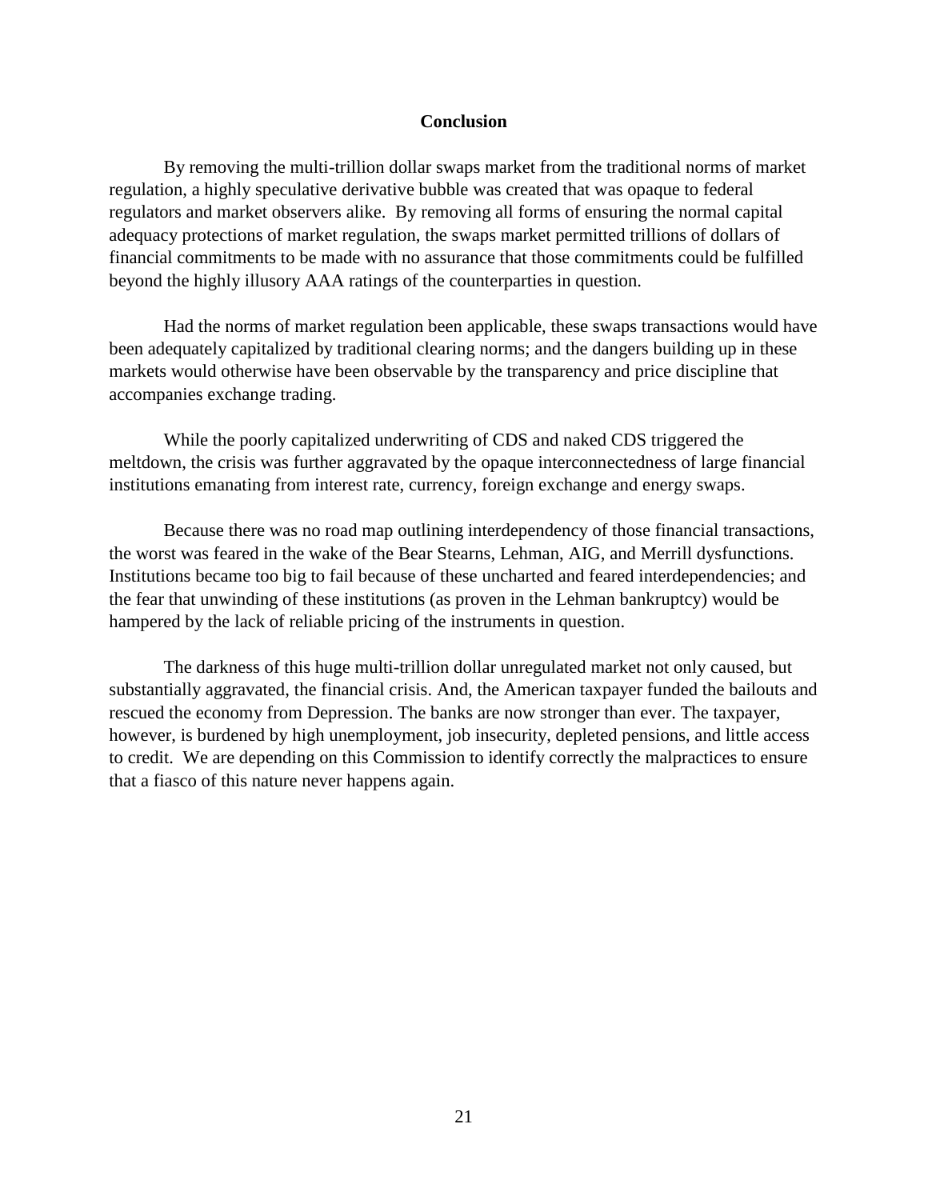## Conclusion

By removing the multi-trillion dollar swaps market from the traditional norms of market regulation, a highly speculative derivative bubble was created that was opaque to federal regulators and market observers alike. By removing all forms of ensuring the normal capital adequacy protections of market regulation, the swaps market permitted trillions of dollars of financial commitments to be made with no assurance that those commitments could be fulfilled beyond the highly illusory AAA ratings of the counterparties in question.

Had the norms of market regulation been applicable, these swaps transactions would have been adequately capitalized by traditional clearing norms; and the dangers building up in these markets would otherwise have been observable by the transparency and price discipline that accompanies exchange trading.

While the poorly capitalized underwriting of CDS and naked CDS triggered the meltdown, the crisis was further aggravated by the opaque interconnectedness of large financial institutions emanating from interest rate, currency, foreign exchange and energy swaps.

Because there was no road map outlining interdependency of those financial transactions, the worst was feared in the wake of the Bear Stearns, Lehman, AIG, and Merrill dysfunctions. Institutions became too big to fail because of these uncharted and feared interdependencies; and the fear that unwinding of these institutions (as proven in the Lehman bankruptcy) would be hampered by the lack of reliable pricing of the instruments in question.

The darkness of this huge multi-trillion dollar unregulated market not only caused, but substantially aggravated, the financial crisis. And, the American taxpayer funded the bailouts and rescued the economy from Depression. The banks are now stronger than ever. The taxpayer, however, is burdened by high unemployment, job insecurity, depleted pensions, and little access to credit. We are depending on this Commission to identify correctly the malpractices to ensure that a fiasco of this nature never happens again.